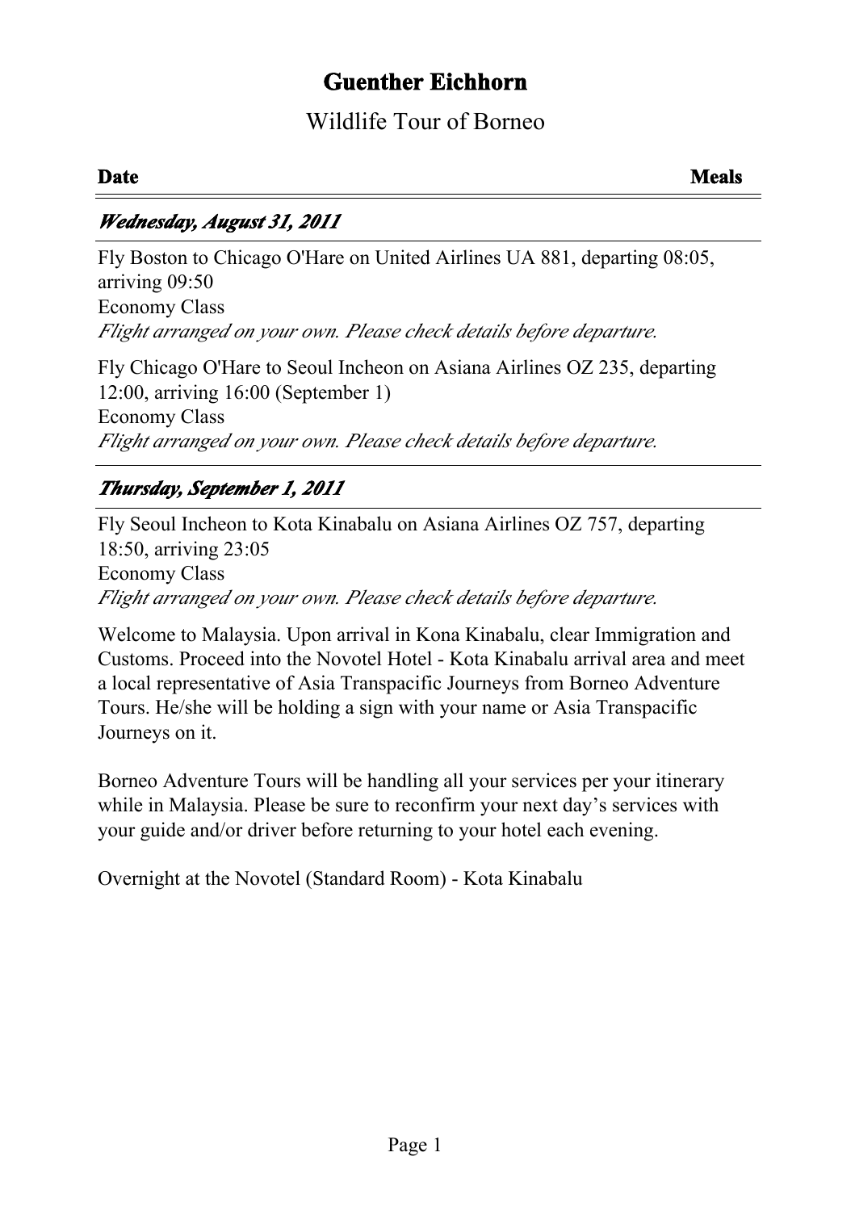# Guenther Eichhorn

Wildlife Tour of Borneo

| **Date** | **Meals** |
| --- | --- |

### *Wednesday, August 31, 2011*

Fly Boston to Chicago O'Hare on United Airlines UA 881, departing 08:05, arriving 09:50
Economy Class
*Flight arranged on your own. Please check details before departure.*

Fly Chicago O'Hare to Seoul Incheon on Asiana Airlines OZ 235, departing 12:00, arriving 16:00 (September 1)
Economy Class
*Flight arranged on your own. Please check details before departure.*

### *Thursday, September 1, 2011*

Fly Seoul Incheon to Kota Kinabalu on Asiana Airlines OZ 757, departing 18:50, arriving 23:05
Economy Class
*Flight arranged on your own. Please check details before departure.*

Welcome to Malaysia. Upon arrival in Kona Kinabalu, clear Immigration and Customs. Proceed into the Novotel Hotel - Kota Kinabalu arrival area and meet a local representative of Asia Transpacific Journeys from Borneo Adventure Tours. He/she will be holding a sign with your name or Asia Transpacific Journeys on it.

Borneo Adventure Tours will be handling all your services per your itinerary while in Malaysia. Please be sure to reconfirm your next day's services with your guide and/or driver before returning to your hotel each evening.

Overnight at the Novotel (Standard Room) - Kota Kinabalu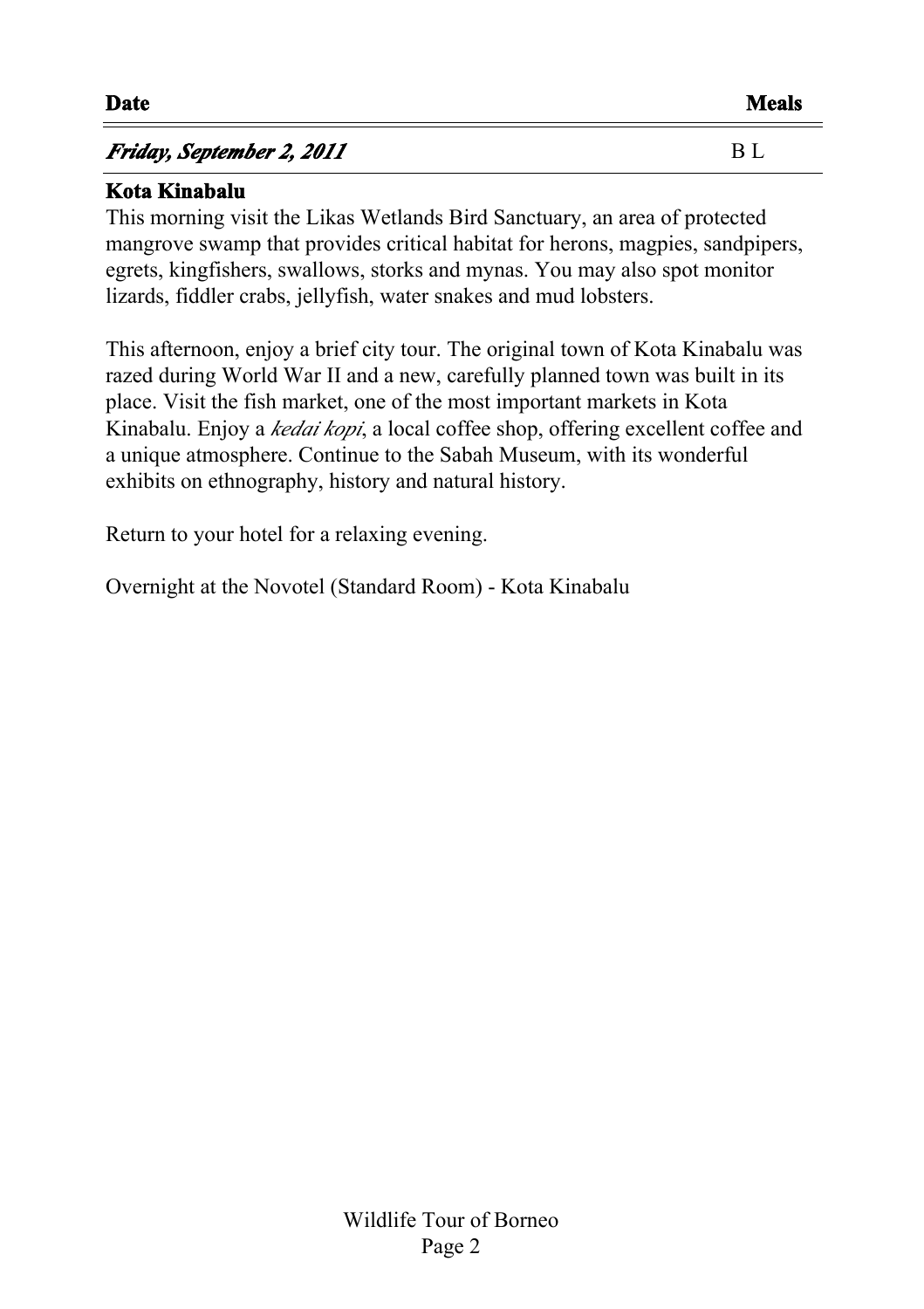| **Date** | **Meals** |
| --- | --- |
| ***Friday, September 2, 2011*** | B L |

**Kota Kinabalu**

This morning visit the Likas Wetlands Bird Sanctuary, an area of protected mangrove swamp that provides critical habitat for herons, magpies, sandpipers, egrets, kingfishers, swallows, storks and mynas. You may also spot monitor lizards, fiddler crabs, jellyfish, water snakes and mud lobsters.

This afternoon, enjoy a brief city tour. The original town of Kota Kinabalu was razed during World War II and a new, carefully planned town was built in its place. Visit the fish market, one of the most important markets in Kota Kinabalu. Enjoy a *kedai kopi*, a local coffee shop, offering excellent coffee and a unique atmosphere. Continue to the Sabah Museum, with its wonderful exhibits on ethnography, history and natural history.

Return to your hotel for a relaxing evening.

Overnight at the Novotel (Standard Room) - Kota Kinabalu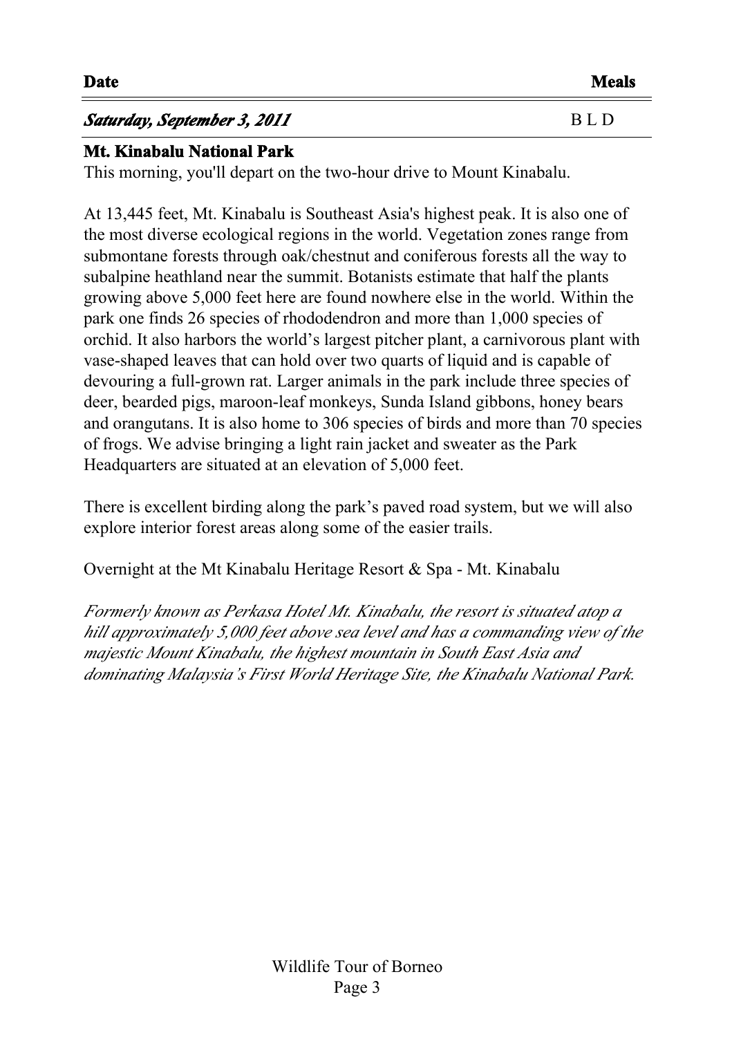| **Date** | **Meals** |
|---|---|
| ***Saturday, September 3, 2011*** | B L D |

**Mt. Kinabalu National Park**

This morning, you'll depart on the two-hour drive to Mount Kinabalu.

At 13,445 feet, Mt. Kinabalu is Southeast Asia's highest peak. It is also one of the most diverse ecological regions in the world. Vegetation zones range from submontane forests through oak/chestnut and coniferous forests all the way to subalpine heathland near the summit. Botanists estimate that half the plants growing above 5,000 feet here are found nowhere else in the world. Within the park one finds 26 species of rhododendron and more than 1,000 species of orchid. It also harbors the world's largest pitcher plant, a carnivorous plant with vase-shaped leaves that can hold over two quarts of liquid and is capable of devouring a full-grown rat. Larger animals in the park include three species of deer, bearded pigs, maroon-leaf monkeys, Sunda Island gibbons, honey bears and orangutans. It is also home to 306 species of birds and more than 70 species of frogs. We advise bringing a light rain jacket and sweater as the Park Headquarters are situated at an elevation of 5,000 feet.

There is excellent birding along the park's paved road system, but we will also explore interior forest areas along some of the easier trails.

Overnight at the Mt Kinabalu Heritage Resort & Spa - Mt. Kinabalu

*Formerly known as Perkasa Hotel Mt. Kinabalu, the resort is situated atop a hill approximately 5,000 feet above sea level and has a commanding view of the majestic Mount Kinabalu, the highest mountain in South East Asia and dominating Malaysia's First World Heritage Site, the Kinabalu National Park.*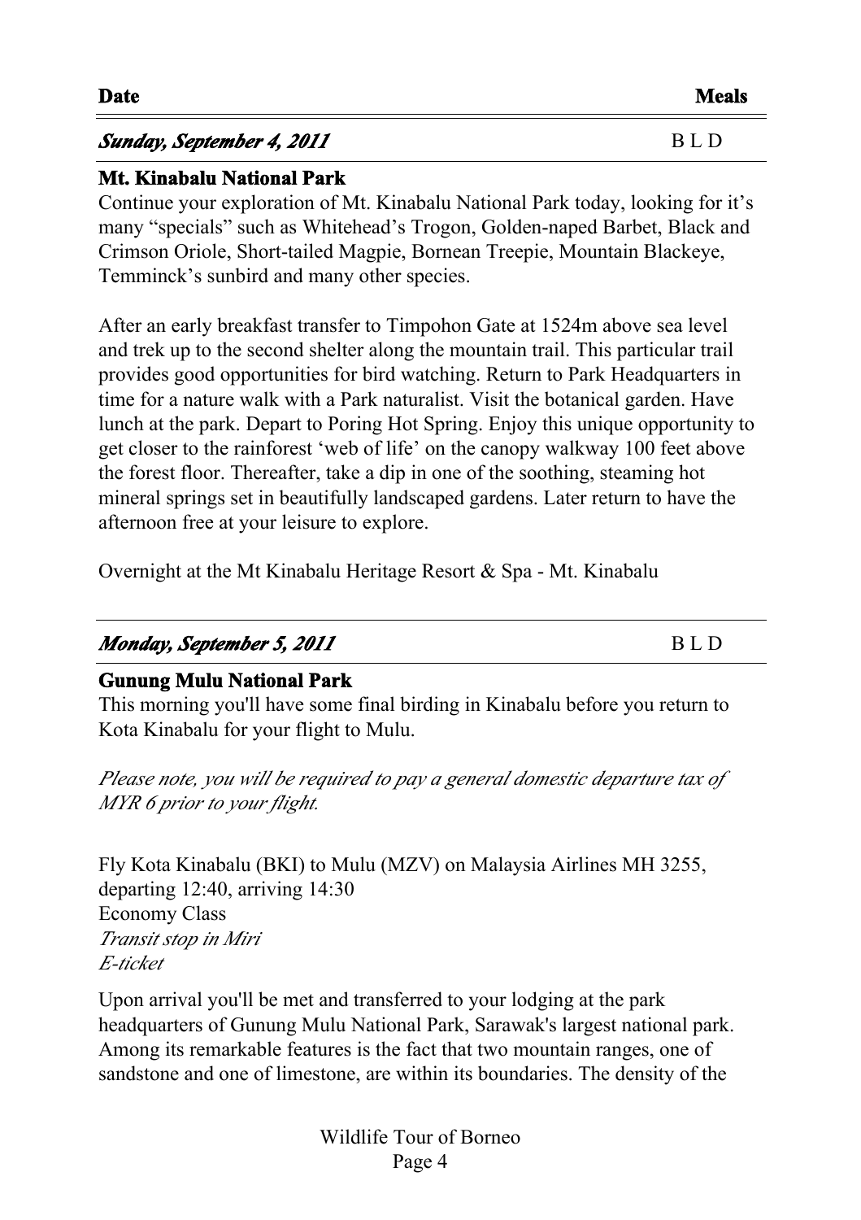| Date | Meals |
|---|---|
| ***Sunday, September 4, 2011*** | B L D |

**Mt. Kinabalu National Park**

Continue your exploration of Mt. Kinabalu National Park today, looking for it's many "specials" such as Whitehead's Trogon, Golden-naped Barbet, Black and Crimson Oriole, Short-tailed Magpie, Bornean Treepie, Mountain Blackeye, Temminck's sunbird and many other species.

After an early breakfast transfer to Timpohon Gate at 1524m above sea level and trek up to the second shelter along the mountain trail. This particular trail provides good opportunities for bird watching. Return to Park Headquarters in time for a nature walk with a Park naturalist. Visit the botanical garden. Have lunch at the park. Depart to Poring Hot Spring. Enjoy this unique opportunity to get closer to the rainforest 'web of life' on the canopy walkway 100 feet above the forest floor. Thereafter, take a dip in one of the soothing, steaming hot mineral springs set in beautifully landscaped gardens. Later return to have the afternoon free at your leisure to explore.

Overnight at the Mt Kinabalu Heritage Resort & Spa - Mt. Kinabalu

| | |
|---|---|
| ***Monday, September 5, 2011*** | B L D |

**Gunung Mulu National Park**

This morning you'll have some final birding in Kinabalu before you return to Kota Kinabalu for your flight to Mulu.

*Please note, you will be required to pay a general domestic departure tax of MYR 6 prior to your flight.*

Fly Kota Kinabalu (BKI) to Mulu (MZV) on Malaysia Airlines MH 3255, departing 12:40, arriving 14:30
Economy Class
*Transit stop in Miri*
*E-ticket*

Upon arrival you'll be met and transferred to your lodging at the park headquarters of Gunung Mulu National Park, Sarawak's largest national park. Among its remarkable features is the fact that two mountain ranges, one of sandstone and one of limestone, are within its boundaries. The density of the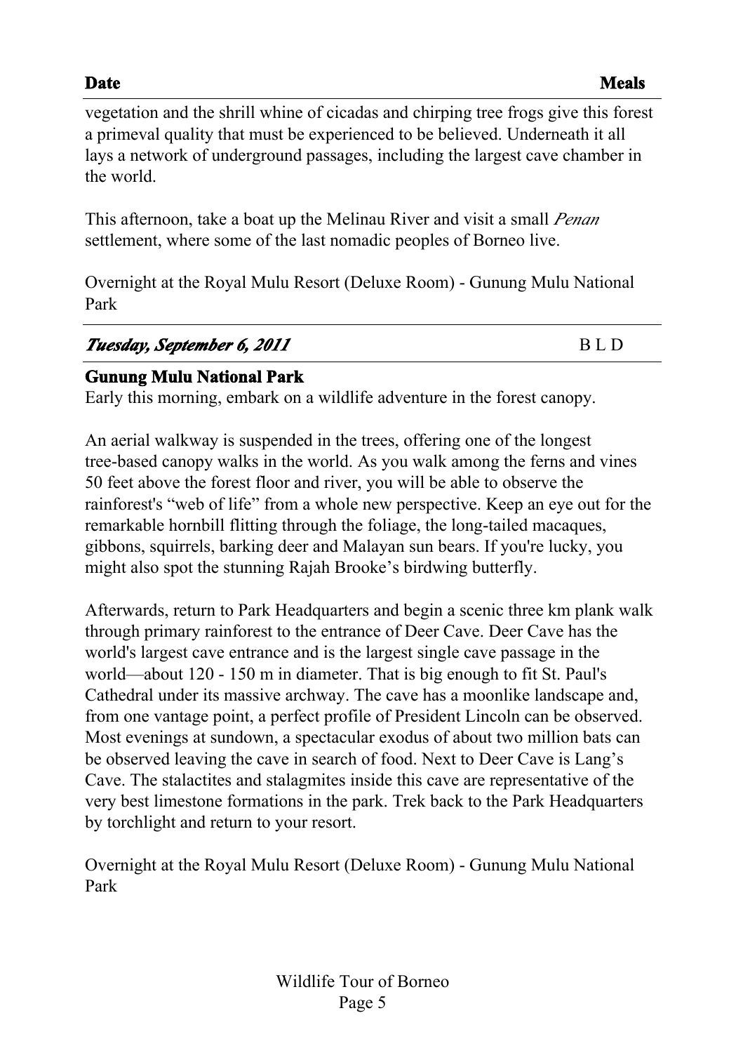| Date | Meals |
|---|---|

vegetation and the shrill whine of cicadas and chirping tree frogs give this forest a primeval quality that must be experienced to be believed. Underneath it all lays a network of underground passages, including the largest cave chamber in the world.

This afternoon, take a boat up the Melinau River and visit a small *Penan* settlement, where some of the last nomadic peoples of Borneo live.

Overnight at the Royal Mulu Resort (Deluxe Room) - Gunung Mulu National Park

| ***Tuesday, September 6, 2011*** | B L D |
|---|---|

**Gunung Mulu National Park**

Early this morning, embark on a wildlife adventure in the forest canopy.

An aerial walkway is suspended in the trees, offering one of the longest tree-based canopy walks in the world. As you walk among the ferns and vines 50 feet above the forest floor and river, you will be able to observe the rainforest's "web of life" from a whole new perspective. Keep an eye out for the remarkable hornbill flitting through the foliage, the long-tailed macaques, gibbons, squirrels, barking deer and Malayan sun bears. If you're lucky, you might also spot the stunning Rajah Brooke's birdwing butterfly.

Afterwards, return to Park Headquarters and begin a scenic three km plank walk through primary rainforest to the entrance of Deer Cave. Deer Cave has the world's largest cave entrance and is the largest single cave passage in the world—about 120 - 150 m in diameter. That is big enough to fit St. Paul's Cathedral under its massive archway. The cave has a moonlike landscape and, from one vantage point, a perfect profile of President Lincoln can be observed. Most evenings at sundown, a spectacular exodus of about two million bats can be observed leaving the cave in search of food. Next to Deer Cave is Lang's Cave. The stalactites and stalagmites inside this cave are representative of the very best limestone formations in the park. Trek back to the Park Headquarters by torchlight and return to your resort.

Overnight at the Royal Mulu Resort (Deluxe Room) - Gunung Mulu National Park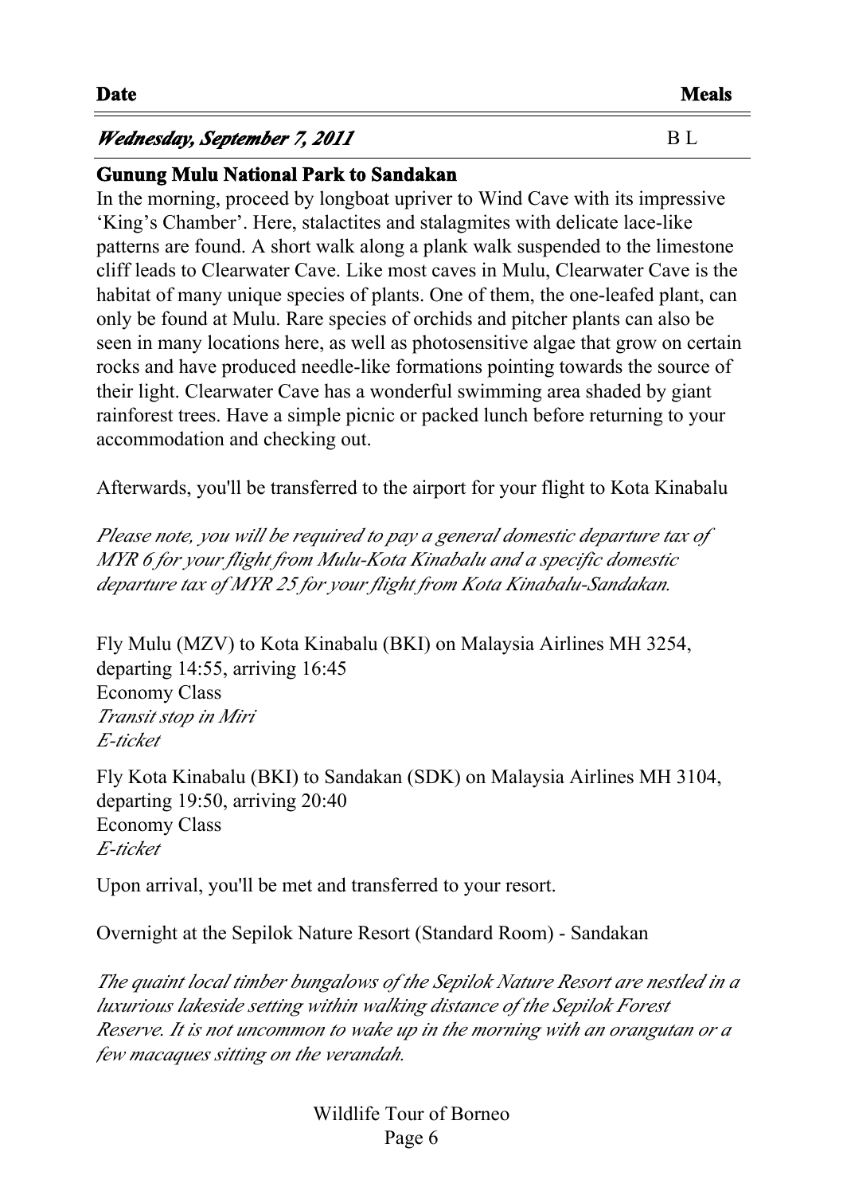| **Date** | **Meals** |
|---|---|
| ***Wednesday, September 7, 2011*** | B L |

**Gunung Mulu National Park to Sandakan**

In the morning, proceed by longboat upriver to Wind Cave with its impressive 'King's Chamber'. Here, stalactites and stalagmites with delicate lace-like patterns are found. A short walk along a plank walk suspended to the limestone cliff leads to Clearwater Cave. Like most caves in Mulu, Clearwater Cave is the habitat of many unique species of plants. One of them, the one-leafed plant, can only be found at Mulu. Rare species of orchids and pitcher plants can also be seen in many locations here, as well as photosensitive algae that grow on certain rocks and have produced needle-like formations pointing towards the source of their light. Clearwater Cave has a wonderful swimming area shaded by giant rainforest trees. Have a simple picnic or packed lunch before returning to your accommodation and checking out.

Afterwards, you'll be transferred to the airport for your flight to Kota Kinabalu

*Please note, you will be required to pay a general domestic departure tax of MYR 6 for your flight from Mulu-Kota Kinabalu and a specific domestic departure tax of MYR 25 for your flight from Kota Kinabalu-Sandakan.*

Fly Mulu (MZV) to Kota Kinabalu (BKI) on Malaysia Airlines MH 3254, departing 14:55, arriving 16:45
Economy Class
*Transit stop in Miri*
*E-ticket*

Fly Kota Kinabalu (BKI) to Sandakan (SDK) on Malaysia Airlines MH 3104, departing 19:50, arriving 20:40
Economy Class
*E-ticket*

Upon arrival, you'll be met and transferred to your resort.

Overnight at the Sepilok Nature Resort (Standard Room) - Sandakan

*The quaint local timber bungalows of the Sepilok Nature Resort are nestled in a luxurious lakeside setting within walking distance of the Sepilok Forest Reserve. It is not uncommon to wake up in the morning with an orangutan or a few macaques sitting on the verandah.*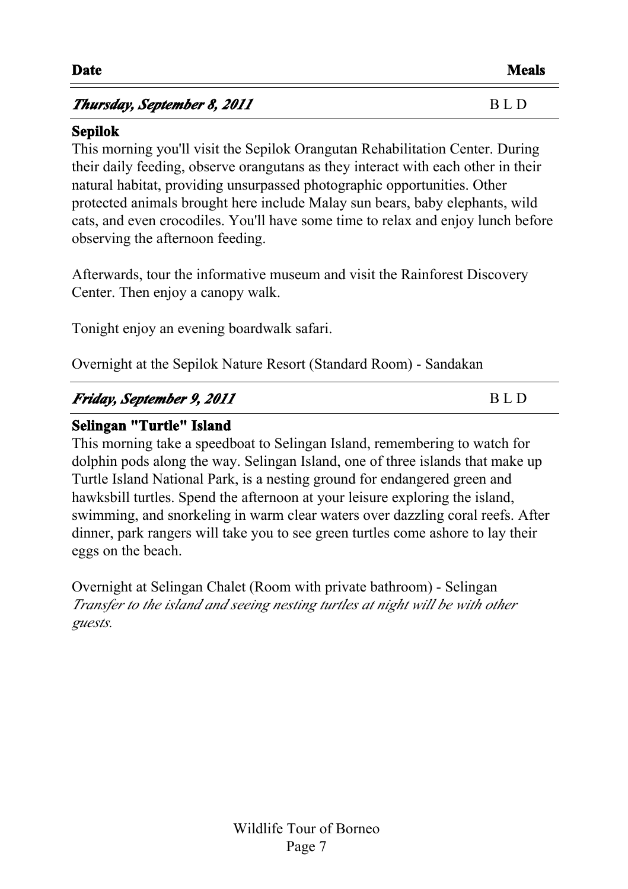| **Date** | **Meals** |
|---|---|
| ***Thursday, September 8, 2011*** | B L D |

**Sepilok**

This morning you'll visit the Sepilok Orangutan Rehabilitation Center. During their daily feeding, observe orangutans as they interact with each other in their natural habitat, providing unsurpassed photographic opportunities. Other protected animals brought here include Malay sun bears, baby elephants, wild cats, and even crocodiles. You'll have some time to relax and enjoy lunch before observing the afternoon feeding.

Afterwards, tour the informative museum and visit the Rainforest Discovery Center. Then enjoy a canopy walk.

Tonight enjoy an evening boardwalk safari.

Overnight at the Sepilok Nature Resort (Standard Room) - Sandakan

| | |
|---|---|
| ***Friday, September 9, 2011*** | B L D |

**Selingan "Turtle" Island**

This morning take a speedboat to Selingan Island, remembering to watch for dolphin pods along the way. Selingan Island, one of three islands that make up Turtle Island National Park, is a nesting ground for endangered green and hawksbill turtles. Spend the afternoon at your leisure exploring the island, swimming, and snorkeling in warm clear waters over dazzling coral reefs. After dinner, park rangers will take you to see green turtles come ashore to lay their eggs on the beach.

Overnight at Selingan Chalet (Room with private bathroom) - Selingan
*Transfer to the island and seeing nesting turtles at night will be with other guests.*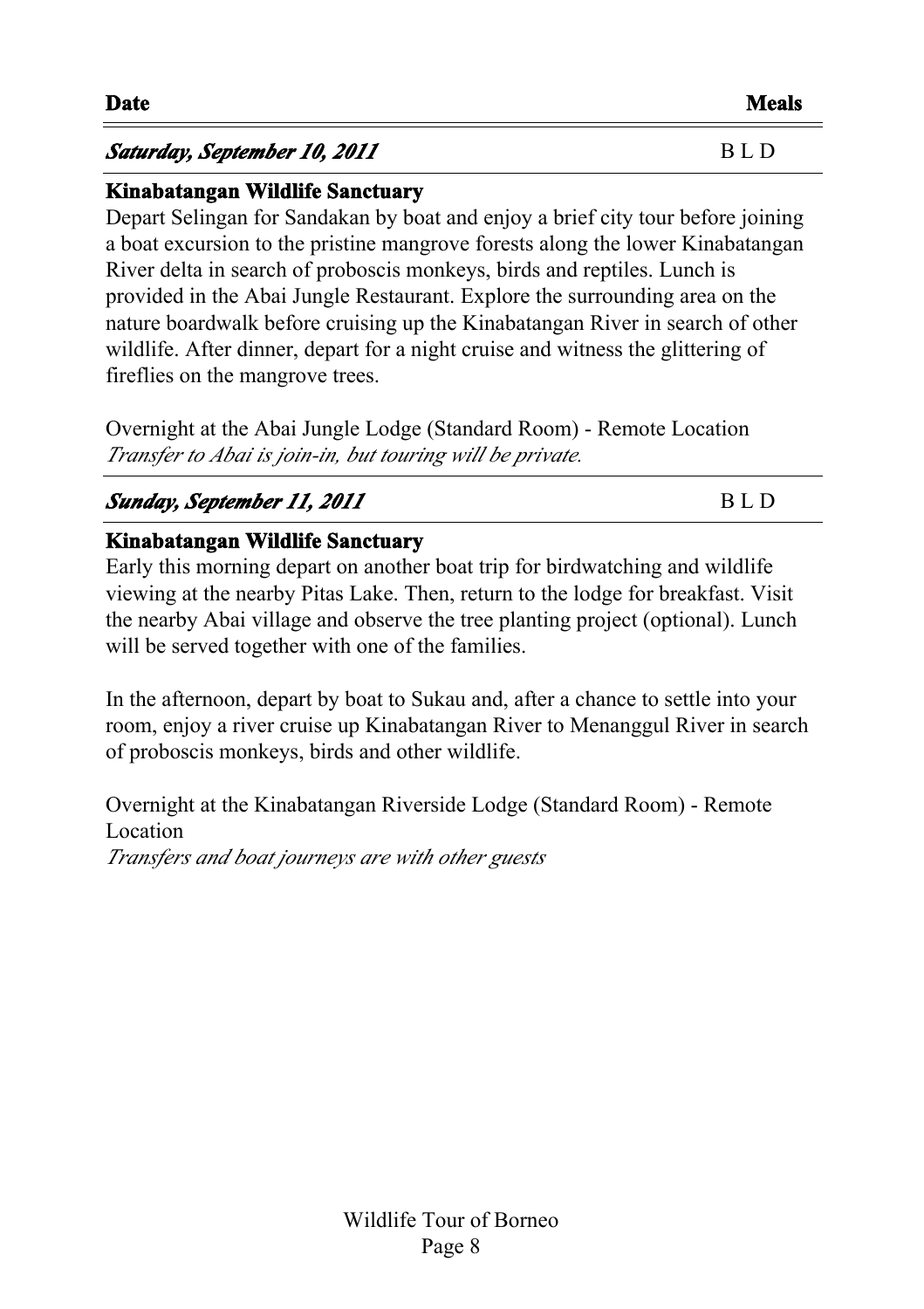| **Date** | **Meals** |
| --- | --- |
| ***Saturday, September 10, 2011*** | B L D |

**Kinabatangan Wildlife Sanctuary**

Depart Selingan for Sandakan by boat and enjoy a brief city tour before joining a boat excursion to the pristine mangrove forests along the lower Kinabatangan River delta in search of proboscis monkeys, birds and reptiles. Lunch is provided in the Abai Jungle Restaurant. Explore the surrounding area on the nature boardwalk before cruising up the Kinabatangan River in search of other wildlife. After dinner, depart for a night cruise and witness the glittering of fireflies on the mangrove trees.

Overnight at the Abai Jungle Lodge (Standard Room) - Remote Location
*Transfer to Abai is join-in, but touring will be private.*

| ***Sunday, September 11, 2011*** | B L D |
| --- | --- |

**Kinabatangan Wildlife Sanctuary**

Early this morning depart on another boat trip for birdwatching and wildlife viewing at the nearby Pitas Lake. Then, return to the lodge for breakfast. Visit the nearby Abai village and observe the tree planting project (optional). Lunch will be served together with one of the families.

In the afternoon, depart by boat to Sukau and, after a chance to settle into your room, enjoy a river cruise up Kinabatangan River to Menanggul River in search of proboscis monkeys, birds and other wildlife.

Overnight at the Kinabatangan Riverside Lodge (Standard Room) - Remote Location
*Transfers and boat journeys are with other guests*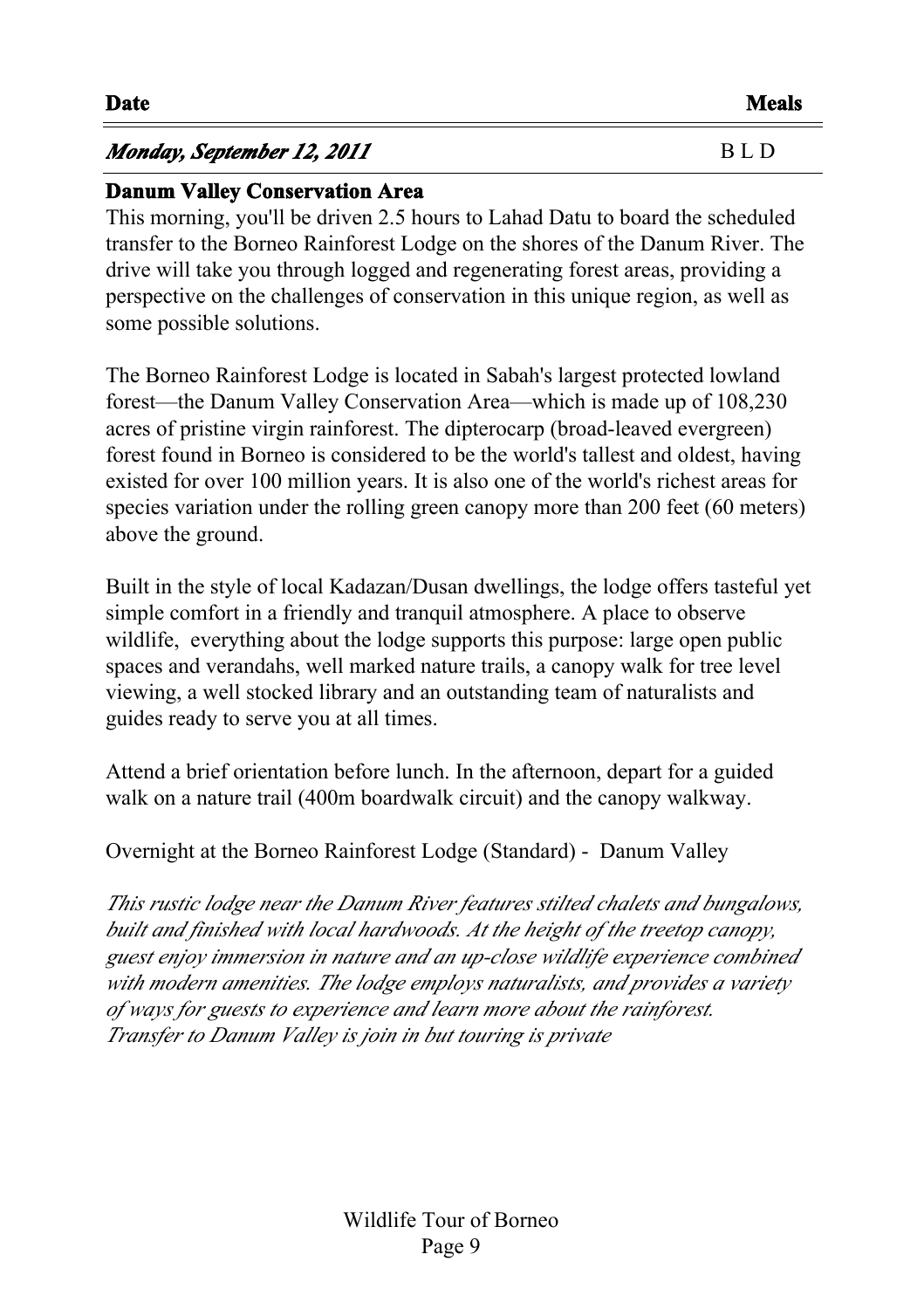| **Date** | **Meals** |
|---|---|
| ***Monday, September 12, 2011*** | B L D |

**Danum Valley Conservation Area**

This morning, you'll be driven 2.5 hours to Lahad Datu to board the scheduled transfer to the Borneo Rainforest Lodge on the shores of the Danum River. The drive will take you through logged and regenerating forest areas, providing a perspective on the challenges of conservation in this unique region, as well as some possible solutions.

The Borneo Rainforest Lodge is located in Sabah's largest protected lowland forest—the Danum Valley Conservation Area—which is made up of 108,230 acres of pristine virgin rainforest. The dipterocarp (broad-leaved evergreen) forest found in Borneo is considered to be the world's tallest and oldest, having existed for over 100 million years. It is also one of the world's richest areas for species variation under the rolling green canopy more than 200 feet (60 meters) above the ground.

Built in the style of local Kadazan/Dusan dwellings, the lodge offers tasteful yet simple comfort in a friendly and tranquil atmosphere. A place to observe wildlife, everything about the lodge supports this purpose: large open public spaces and verandahs, well marked nature trails, a canopy walk for tree level viewing, a well stocked library and an outstanding team of naturalists and guides ready to serve you at all times.

Attend a brief orientation before lunch. In the afternoon, depart for a guided walk on a nature trail (400m boardwalk circuit) and the canopy walkway.

Overnight at the Borneo Rainforest Lodge (Standard) - Danum Valley

*This rustic lodge near the Danum River features stilted chalets and bungalows, built and finished with local hardwoods. At the height of the treetop canopy, guest enjoy immersion in nature and an up-close wildlife experience combined with modern amenities. The lodge employs naturalists, and provides a variety of ways for guests to experience and learn more about the rainforest.*
*Transfer to Danum Valley is join in but touring is private*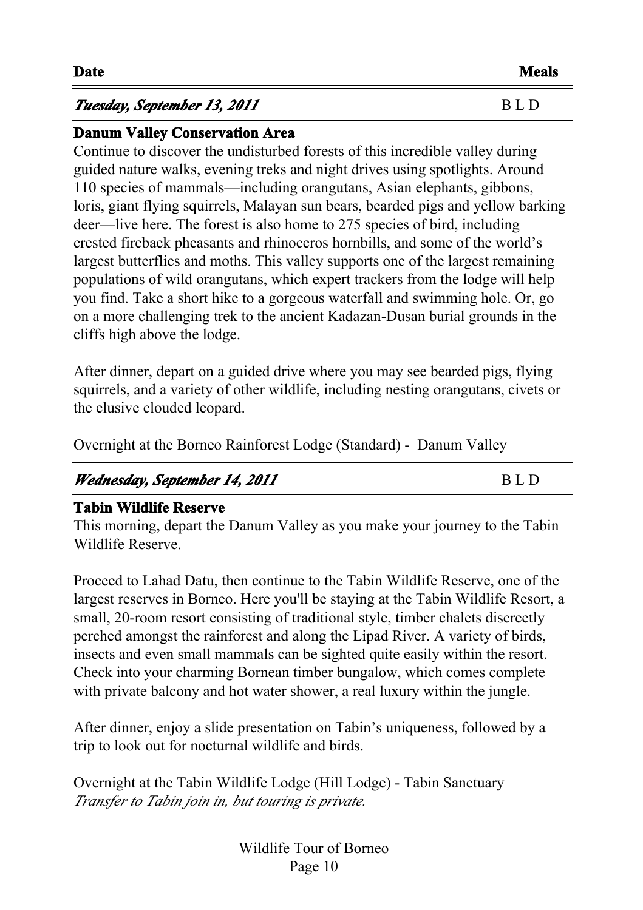| **Date** | **Meals** |
| --- | --- |
| ***Tuesday, September 13, 2011*** | B L D |

**Danum Valley Conservation Area**

Continue to discover the undisturbed forests of this incredible valley during guided nature walks, evening treks and night drives using spotlights. Around 110 species of mammals—including orangutans, Asian elephants, gibbons, loris, giant flying squirrels, Malayan sun bears, bearded pigs and yellow barking deer—live here. The forest is also home to 275 species of bird, including crested fireback pheasants and rhinoceros hornbills, and some of the world's largest butterflies and moths. This valley supports one of the largest remaining populations of wild orangutans, which expert trackers from the lodge will help you find. Take a short hike to a gorgeous waterfall and swimming hole. Or, go on a more challenging trek to the ancient Kadazan-Dusan burial grounds in the cliffs high above the lodge.

After dinner, depart on a guided drive where you may see bearded pigs, flying squirrels, and a variety of other wildlife, including nesting orangutans, civets or the elusive clouded leopard.

Overnight at the Borneo Rainforest Lodge (Standard) - Danum Valley

| ***Wednesday, September 14, 2011*** | B L D |
| --- | --- |

**Tabin Wildlife Reserve**

This morning, depart the Danum Valley as you make your journey to the Tabin Wildlife Reserve.

Proceed to Lahad Datu, then continue to the Tabin Wildlife Reserve, one of the largest reserves in Borneo. Here you'll be staying at the Tabin Wildlife Resort, a small, 20-room resort consisting of traditional style, timber chalets discreetly perched amongst the rainforest and along the Lipad River. A variety of birds, insects and even small mammals can be sighted quite easily within the resort. Check into your charming Bornean timber bungalow, which comes complete with private balcony and hot water shower, a real luxury within the jungle.

After dinner, enjoy a slide presentation on Tabin's uniqueness, followed by a trip to look out for nocturnal wildlife and birds.

Overnight at the Tabin Wildlife Lodge (Hill Lodge) - Tabin Sanctuary
*Transfer to Tabin join in, but touring is private.*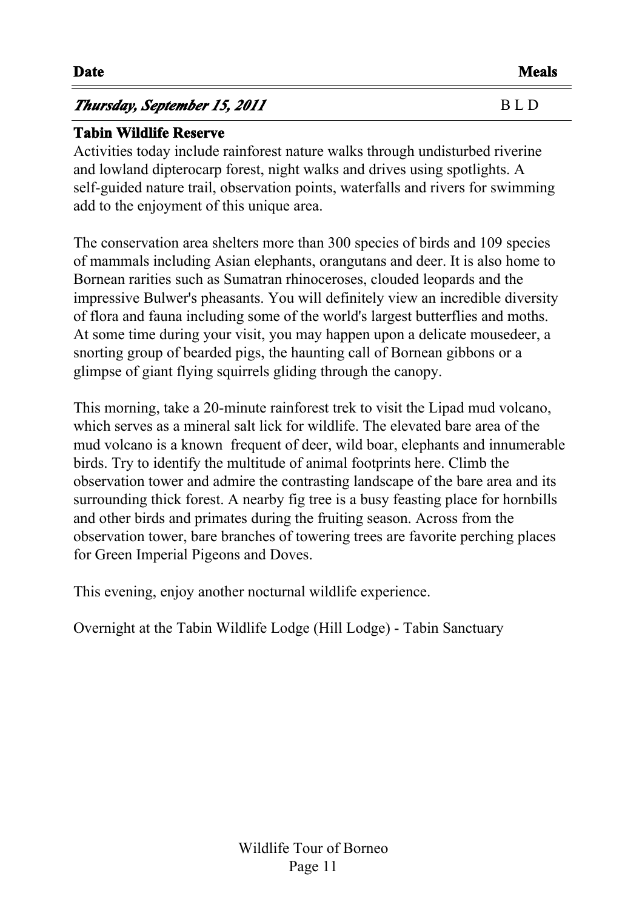| **Date** | **Meals** |
|---|---|
| ***Thursday, September 15, 2011*** | B L D |

**Tabin Wildlife Reserve**

Activities today include rainforest nature walks through undisturbed riverine and lowland dipterocarp forest, night walks and drives using spotlights. A self-guided nature trail, observation points, waterfalls and rivers for swimming add to the enjoyment of this unique area.

The conservation area shelters more than 300 species of birds and 109 species of mammals including Asian elephants, orangutans and deer. It is also home to Bornean rarities such as Sumatran rhinoceroses, clouded leopards and the impressive Bulwer's pheasants. You will definitely view an incredible diversity of flora and fauna including some of the world's largest butterflies and moths. At some time during your visit, you may happen upon a delicate mousedeer, a snorting group of bearded pigs, the haunting call of Bornean gibbons or a glimpse of giant flying squirrels gliding through the canopy.

This morning, take a 20-minute rainforest trek to visit the Lipad mud volcano, which serves as a mineral salt lick for wildlife. The elevated bare area of the mud volcano is a known frequent of deer, wild boar, elephants and innumerable birds. Try to identify the multitude of animal footprints here. Climb the observation tower and admire the contrasting landscape of the bare area and its surrounding thick forest. A nearby fig tree is a busy feasting place for hornbills and other birds and primates during the fruiting season. Across from the observation tower, bare branches of towering trees are favorite perching places for Green Imperial Pigeons and Doves.

This evening, enjoy another nocturnal wildlife experience.

Overnight at the Tabin Wildlife Lodge (Hill Lodge) - Tabin Sanctuary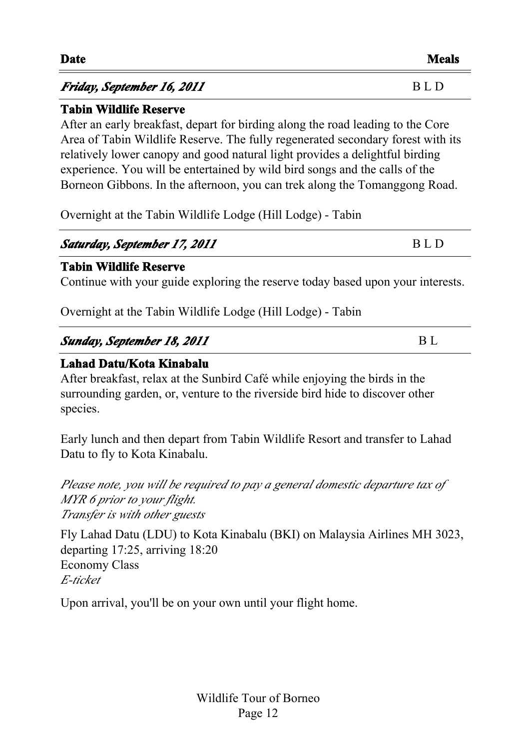| **Date** | **Meals** |
|---|---|
| ***Friday, September 16, 2011*** | B L D |

**Tabin Wildlife Reserve**

After an early breakfast, depart for birding along the road leading to the Core Area of Tabin Wildlife Reserve. The fully regenerated secondary forest with its relatively lower canopy and good natural light provides a delightful birding experience. You will be entertained by wild bird songs and the calls of the Borneon Gibbons. In the afternoon, you can trek along the Tomanggong Road.

Overnight at the Tabin Wildlife Lodge (Hill Lodge) - Tabin

| ***Saturday, September 17, 2011*** | B L D |
|---|---|

**Tabin Wildlife Reserve**

Continue with your guide exploring the reserve today based upon your interests.

Overnight at the Tabin Wildlife Lodge (Hill Lodge) - Tabin

| ***Sunday, September 18, 2011*** | B L |
|---|---|

**Lahad Datu/Kota Kinabalu**

After breakfast, relax at the Sunbird Café while enjoying the birds in the surrounding garden, or, venture to the riverside bird hide to discover other species.

Early lunch and then depart from Tabin Wildlife Resort and transfer to Lahad Datu to fly to Kota Kinabalu.

*Please note, you will be required to pay a general domestic departure tax of MYR 6 prior to your flight.*
*Transfer is with other guests*

Fly Lahad Datu (LDU) to Kota Kinabalu (BKI) on Malaysia Airlines MH 3023, departing 17:25, arriving 18:20
Economy Class
*E-ticket*

Upon arrival, you'll be on your own until your flight home.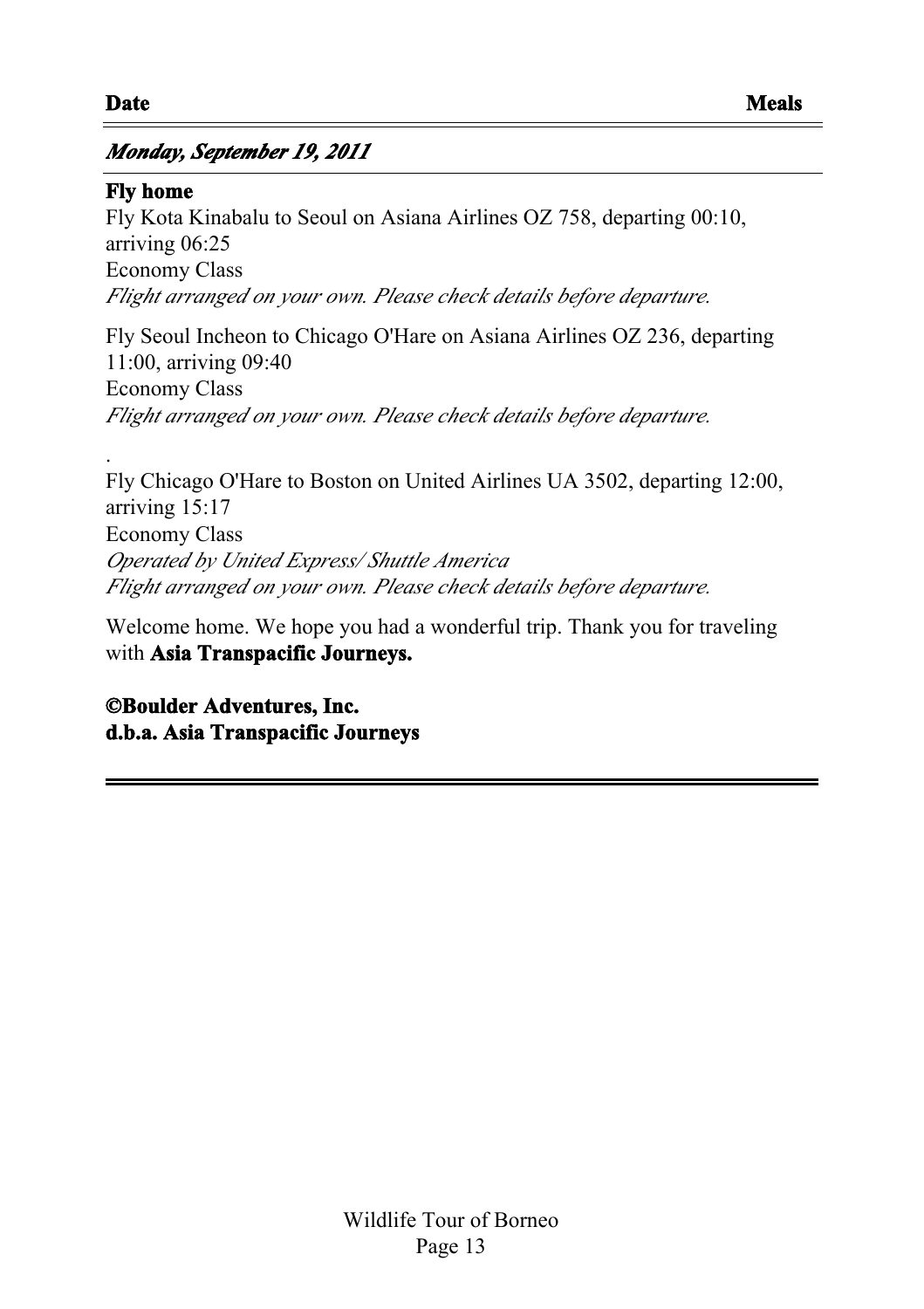**Date** **Meals**

***Monday, September 19, 2011***

**Fly home**

Fly Kota Kinabalu to Seoul on Asiana Airlines OZ 758, departing 00:10, arriving 06:25
Economy Class
*Flight arranged on your own. Please check details before departure.*

Fly Seoul Incheon to Chicago O'Hare on Asiana Airlines OZ 236, departing 11:00, arriving 09:40
Economy Class
*Flight arranged on your own. Please check details before departure.*

.

Fly Chicago O'Hare to Boston on United Airlines UA 3502, departing 12:00, arriving 15:17
Economy Class
*Operated by United Express/ Shuttle America*
*Flight arranged on your own. Please check details before departure.*

Welcome home. We hope you had a wonderful trip. Thank you for traveling with **Asia Transpacific Journeys.**

**©Boulder Adventures, Inc.**
**d.b.a. Asia Transpacific Journeys**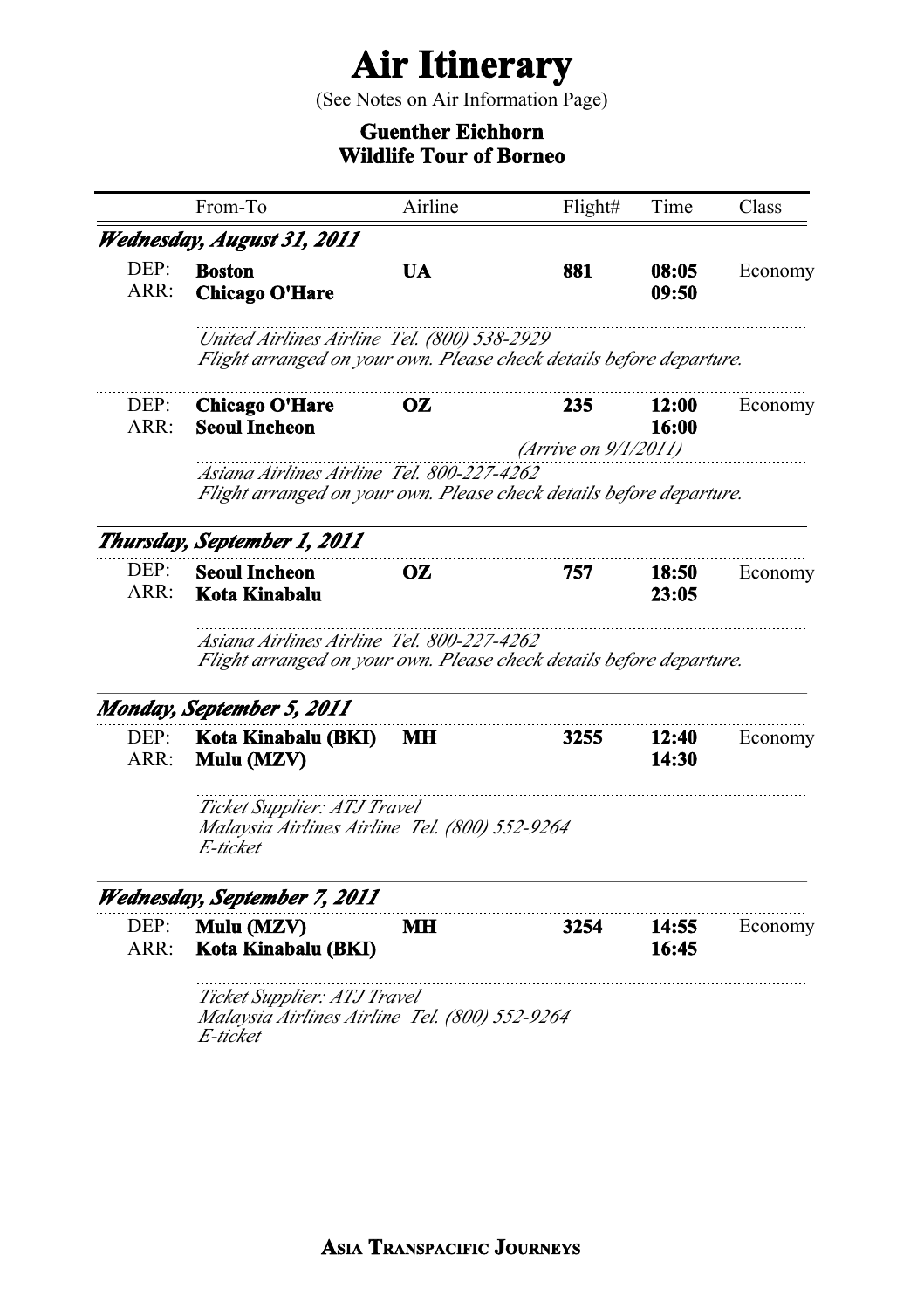# Air Itinerary

(See Notes on Air Information Page)

**Guenther Eichhorn**
**Wildlife Tour of Borneo**

| | From-To | Airline | Flight# | Time | Class |
|---|---|---|---|---|---|
| ***Wednesday, August 31, 2011*** | | | | | |
| DEP: | **Boston** | **UA** | **881** | **08:05** | Economy |
| ARR: | **Chicago O'Hare** | | | **09:50** | |
| | *United Airlines Airline Tel. (800) 538-2929* *Flight arranged on your own. Please check details before departure.* | | | | |
| DEP: | **Chicago O'Hare** | **OZ** | **235** | **12:00** | Economy |
| ARR: | **Seoul Incheon** | | *(Arrive on 9/1/2011)* | **16:00** | |
| | *Asiana Airlines Airline Tel. 800-227-4262* *Flight arranged on your own. Please check details before departure.* | | | | |
| ***Thursday, September 1, 2011*** | | | | | |
| DEP: | **Seoul Incheon** | **OZ** | **757** | **18:50** | Economy |
| ARR: | **Kota Kinabalu** | | | **23:05** | |
| | *Asiana Airlines Airline Tel. 800-227-4262* *Flight arranged on your own. Please check details before departure.* | | | | |
| ***Monday, September 5, 2011*** | | | | | |
| DEP: | **Kota Kinabalu (BKI)** | **MH** | **3255** | **12:40** | Economy |
| ARR: | **Mulu (MZV)** | | | **14:30** | |
| | *Ticket Supplier: ATJ Travel* *Malaysia Airlines Airline Tel. (800) 552-9264* *E-ticket* | | | | |
| ***Wednesday, September 7, 2011*** | | | | | |
| DEP: | **Mulu (MZV)** | **MH** | **3254** | **14:55** | Economy |
| ARR: | **Kota Kinabalu (BKI)** | | | **16:45** | |
| | *Ticket Supplier: ATJ Travel* *Malaysia Airlines Airline Tel. (800) 552-9264* *E-ticket* | | | | |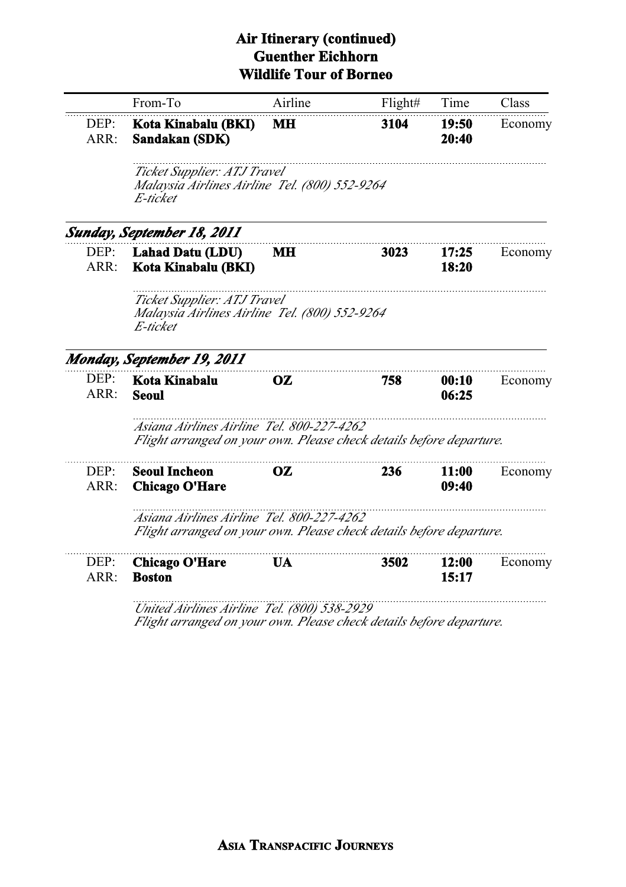# Air Itinerary (continued)
## Guenther Eichhorn
## Wildlife Tour of Borneo

| | From-To | Airline | Flight# | Time | Class |
|---|---|---|---|---|---|
| DEP: | **Kota Kinabalu (BKI)** | **MH** | **3104** | **19:50** | Economy |
| ARR: | **Sandakan (SDK)** | | | **20:40** | |

*Ticket Supplier: ATJ Travel*
*Malaysia Airlines Airline Tel. (800) 552-9264*
*E-ticket*

### *Sunday, September 18, 2011*

| | From-To | Airline | Flight# | Time | Class |
|---|---|---|---|---|---|
| DEP: | **Lahad Datu (LDU)** | **MH** | **3023** | **17:25** | Economy |
| ARR: | **Kota Kinabalu (BKI)** | | | **18:20** | |

*Ticket Supplier: ATJ Travel*
*Malaysia Airlines Airline Tel. (800) 552-9264*
*E-ticket*

### *Monday, September 19, 2011*

| | From-To | Airline | Flight# | Time | Class |
|---|---|---|---|---|---|
| DEP: | **Kota Kinabalu** | **OZ** | **758** | **00:10** | Economy |
| ARR: | **Seoul** | | | **06:25** | |

*Asiana Airlines Airline Tel. 800-227-4262*
*Flight arranged on your own. Please check details before departure.*

| | From-To | Airline | Flight# | Time | Class |
|---|---|---|---|---|---|
| DEP: | **Seoul Incheon** | **OZ** | **236** | **11:00** | Economy |
| ARR: | **Chicago O'Hare** | | | **09:40** | |

*Asiana Airlines Airline Tel. 800-227-4262*
*Flight arranged on your own. Please check details before departure.*

| | From-To | Airline | Flight# | Time | Class |
|---|---|---|---|---|---|
| DEP: | **Chicago O'Hare** | **UA** | **3502** | **12:00** | Economy |
| ARR: | **Boston** | | | **15:17** | |

*United Airlines Airline Tel. (800) 538-2929*
*Flight arranged on your own. Please check details before departure.*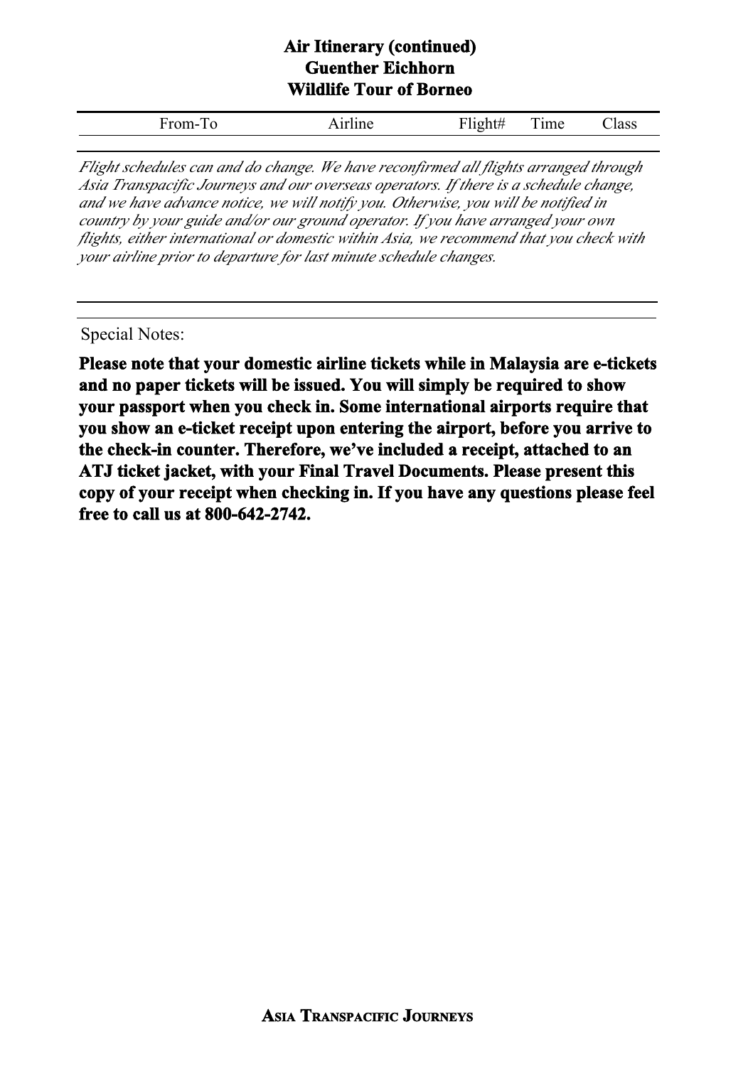# Air Itinerary (continued)
## Guenther Eichhorn
## Wildlife Tour of Borneo

| From-To | Airline | Flight# | Time | Class |
|---|---|---|---|---|

*Flight schedules can and do change. We have reconfirmed all flights arranged through Asia Transpacific Journeys and our overseas operators. If there is a schedule change, and we have advance notice, we will notify you. Otherwise, you will be notified in country by your guide and/or our ground operator. If you have arranged your own flights, either international or domestic within Asia, we recommend that you check with your airline prior to departure for last minute schedule changes.*

Special Notes:

**Please note that your domestic airline tickets while in Malaysia are e-tickets and no paper tickets will be issued. You will simply be required to show your passport when you check in. Some international airports require that you show an e-ticket receipt upon entering the airport, before you arrive to the check-in counter. Therefore, we've included a receipt, attached to an ATJ ticket jacket, with your Final Travel Documents. Please present this copy of your receipt when checking in. If you have any questions please feel free to call us at 800-642-2742.**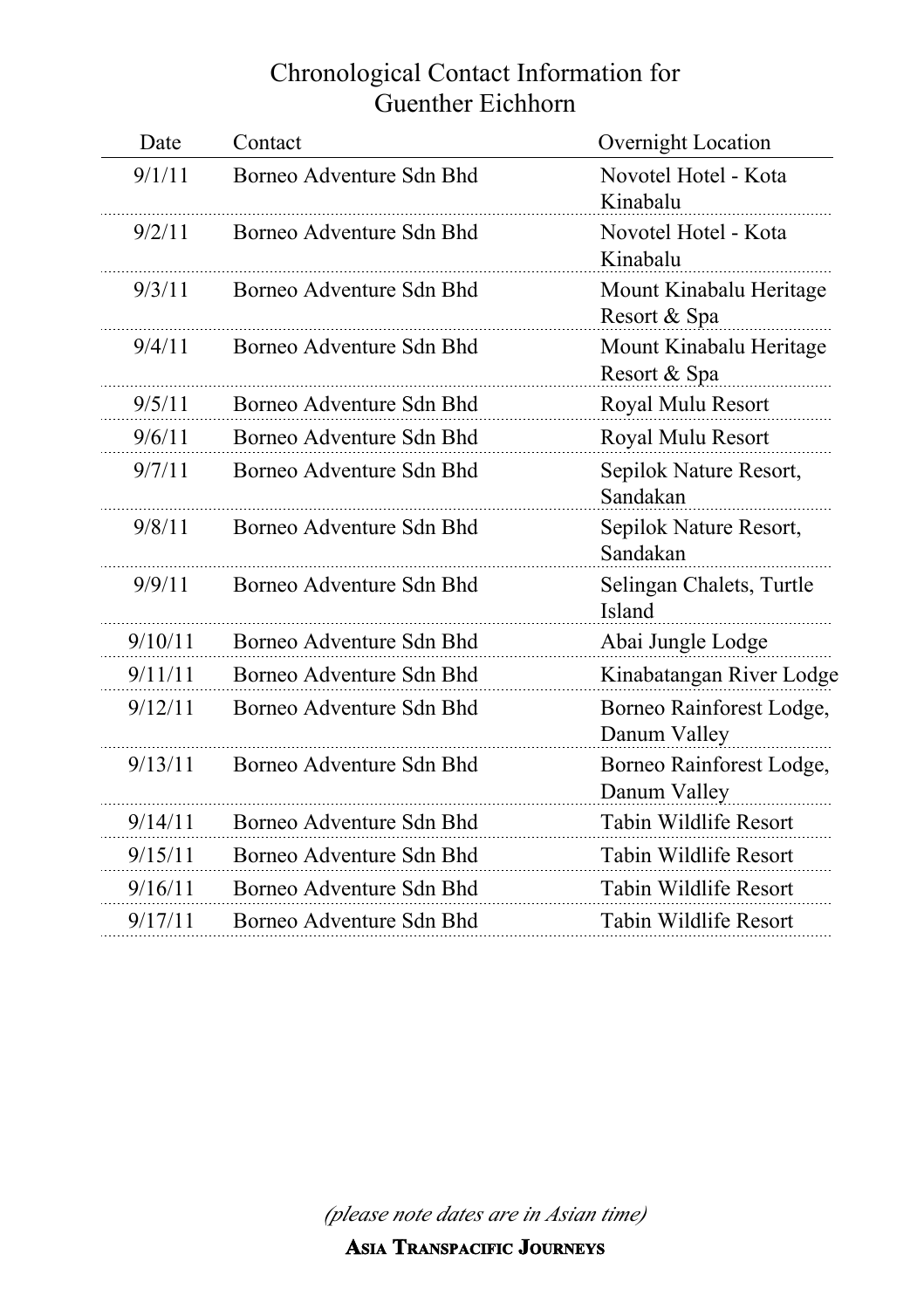# Chronological Contact Information for Guenther Eichhorn

| Date | Contact | Overnight Location |
| --- | --- | --- |
| 9/1/11 | Borneo Adventure Sdn Bhd | Novotel Hotel - Kota Kinabalu |
| 9/2/11 | Borneo Adventure Sdn Bhd | Novotel Hotel - Kota Kinabalu |
| 9/3/11 | Borneo Adventure Sdn Bhd | Mount Kinabalu Heritage Resort & Spa |
| 9/4/11 | Borneo Adventure Sdn Bhd | Mount Kinabalu Heritage Resort & Spa |
| 9/5/11 | Borneo Adventure Sdn Bhd | Royal Mulu Resort |
| 9/6/11 | Borneo Adventure Sdn Bhd | Royal Mulu Resort |
| 9/7/11 | Borneo Adventure Sdn Bhd | Sepilok Nature Resort, Sandakan |
| 9/8/11 | Borneo Adventure Sdn Bhd | Sepilok Nature Resort, Sandakan |
| 9/9/11 | Borneo Adventure Sdn Bhd | Selingan Chalets, Turtle Island |
| 9/10/11 | Borneo Adventure Sdn Bhd | Abai Jungle Lodge |
| 9/11/11 | Borneo Adventure Sdn Bhd | Kinabatangan River Lodge |
| 9/12/11 | Borneo Adventure Sdn Bhd | Borneo Rainforest Lodge, Danum Valley |
| 9/13/11 | Borneo Adventure Sdn Bhd | Borneo Rainforest Lodge, Danum Valley |
| 9/14/11 | Borneo Adventure Sdn Bhd | Tabin Wildlife Resort |
| 9/15/11 | Borneo Adventure Sdn Bhd | Tabin Wildlife Resort |
| 9/16/11 | Borneo Adventure Sdn Bhd | Tabin Wildlife Resort |
| 9/17/11 | Borneo Adventure Sdn Bhd | Tabin Wildlife Resort |

*(please note dates are in Asian time)*

**Asia Transpacific Journeys**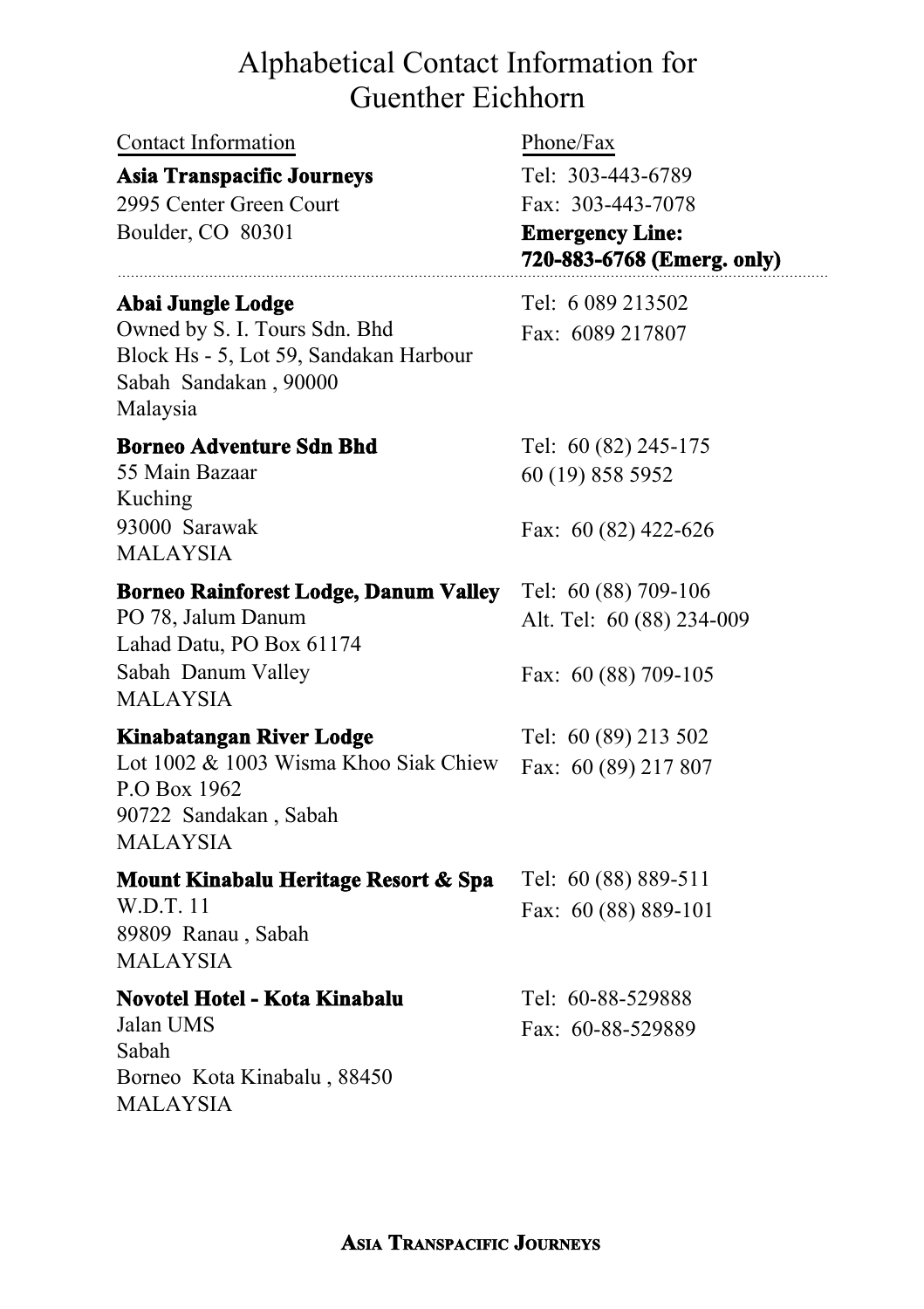# Alphabetical Contact Information for Guenther Eichhorn

| Contact Information | Phone/Fax |
| --- | --- |
| **Asia Transpacific Journeys**<br>2995 Center Green Court<br>Boulder, CO 80301 | Tel: 303-443-6789<br>Fax: 303-443-7078<br>**Emergency Line:**<br>**720-883-6768 (Emerg. only)** |
| **Abai Jungle Lodge**<br>Owned by S. I. Tours Sdn. Bhd<br>Block Hs - 5, Lot 59, Sandakan Harbour<br>Sabah Sandakan , 90000<br>Malaysia | Tel: 6 089 213502<br>Fax: 6089 217807 |
| **Borneo Adventure Sdn Bhd**<br>55 Main Bazaar<br>Kuching<br>93000 Sarawak<br>MALAYSIA | Tel: 60 (82) 245-175<br>60 (19) 858 5952<br>Fax: 60 (82) 422-626 |
| **Borneo Rainforest Lodge, Danum Valley**<br>PO 78, Jalum Danum<br>Lahad Datu, PO Box 61174<br>Sabah Danum Valley<br>MALAYSIA | Tel: 60 (88) 709-106<br>Alt. Tel: 60 (88) 234-009<br>Fax: 60 (88) 709-105 |
| **Kinabatangan River Lodge**<br>Lot 1002 & 1003 Wisma Khoo Siak Chiew<br>P.O Box 1962<br>90722 Sandakan , Sabah<br>MALAYSIA | Tel: 60 (89) 213 502<br>Fax: 60 (89) 217 807 |
| **Mount Kinabalu Heritage Resort & Spa**<br>W.D.T. 11<br>89809 Ranau , Sabah<br>MALAYSIA | Tel: 60 (88) 889-511<br>Fax: 60 (88) 889-101 |
| **Novotel Hotel - Kota Kinabalu**<br>Jalan UMS<br>Sabah<br>Borneo Kota Kinabalu , 88450<br>MALAYSIA | Tel: 60-88-529888<br>Fax: 60-88-529889 |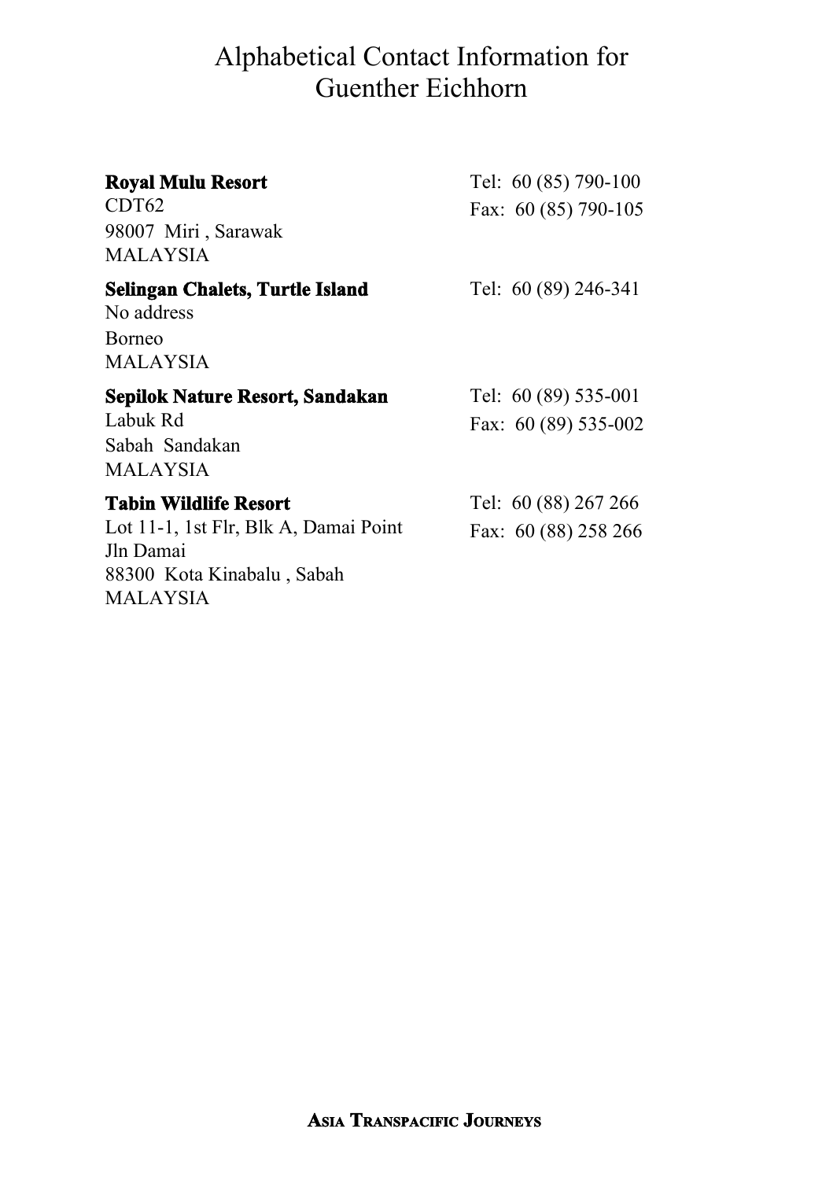# Alphabetical Contact Information for Guenther Eichhorn

**Royal Mulu Resort**
CDT62
98007 Miri , Sarawak
MALAYSIA

Tel: 60 (85) 790-100
Fax: 60 (85) 790-105

**Selingan Chalets, Turtle Island**
No address
Borneo
MALAYSIA

Tel: 60 (89) 246-341

**Sepilok Nature Resort, Sandakan**
Labuk Rd
Sabah Sandakan
MALAYSIA

Tel: 60 (89) 535-001
Fax: 60 (89) 535-002

**Tabin Wildlife Resort**
Lot 11-1, 1st Flr, Blk A, Damai Point
Jln Damai
88300 Kota Kinabalu , Sabah
MALAYSIA

Tel: 60 (88) 267 266
Fax: 60 (88) 258 266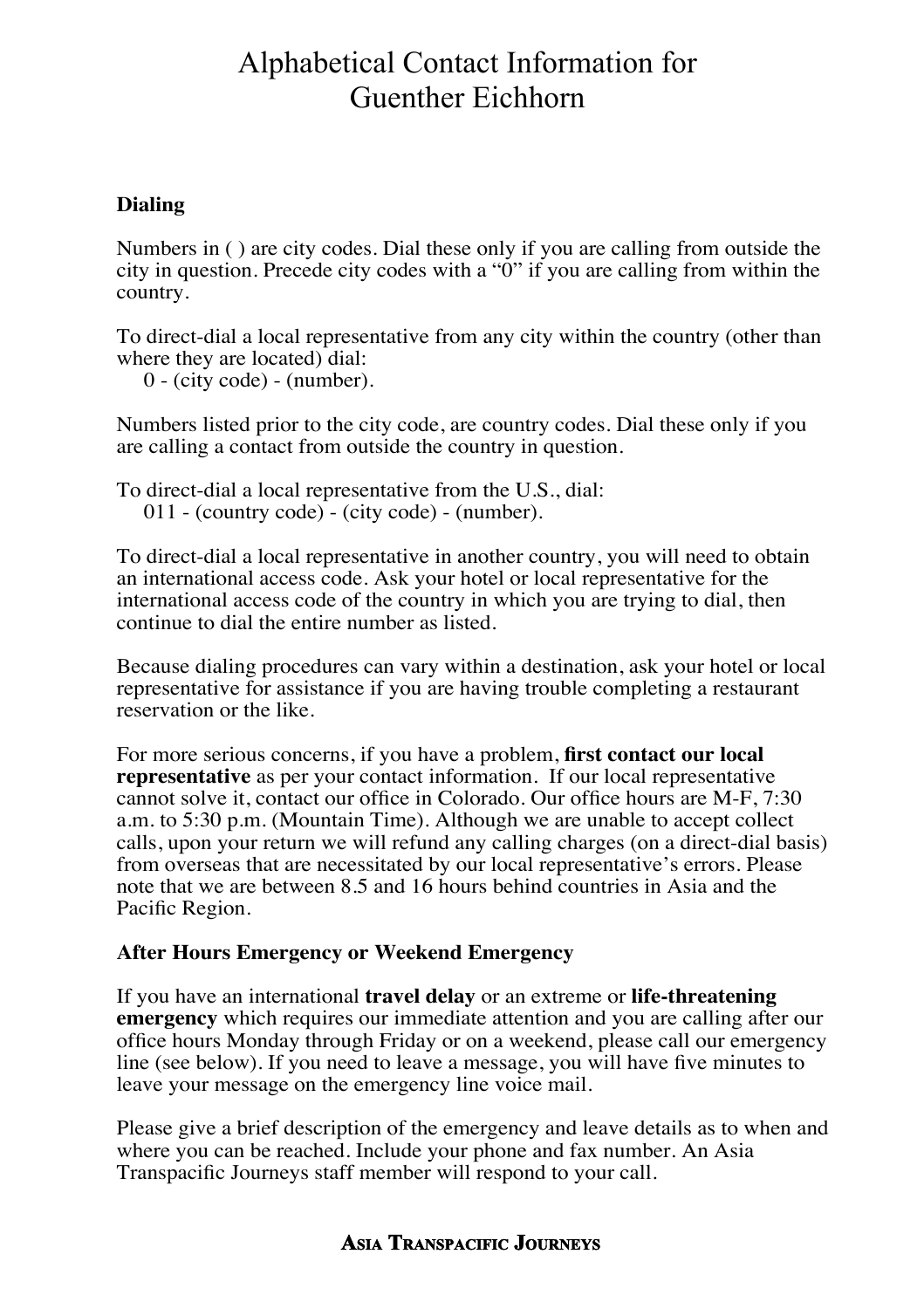# Alphabetical Contact Information for Guenther Eichhorn

**Dialing**

Numbers in ( ) are city codes. Dial these only if you are calling from outside the city in question. Precede city codes with a "0" if you are calling from within the country.

To direct-dial a local representative from any city within the country (other than where they are located) dial:

0 - (city code) - (number).

Numbers listed prior to the city code, are country codes. Dial these only if you are calling a contact from outside the country in question.

To direct-dial a local representative from the U.S., dial:

011 - (country code) - (city code) - (number).

To direct-dial a local representative in another country, you will need to obtain an international access code. Ask your hotel or local representative for the international access code of the country in which you are trying to dial, then continue to dial the entire number as listed.

Because dialing procedures can vary within a destination, ask your hotel or local representative for assistance if you are having trouble completing a restaurant reservation or the like.

For more serious concerns, if you have a problem, **first contact our local representative** as per your contact information. If our local representative cannot solve it, contact our office in Colorado. Our office hours are M-F, 7:30 a.m. to 5:30 p.m. (Mountain Time). Although we are unable to accept collect calls, upon your return we will refund any calling charges (on a direct-dial basis) from overseas that are necessitated by our local representative's errors. Please note that we are between 8.5 and 16 hours behind countries in Asia and the Pacific Region.

**After Hours Emergency or Weekend Emergency**

If you have an international **travel delay** or an extreme or **life-threatening emergency** which requires our immediate attention and you are calling after our office hours Monday through Friday or on a weekend, please call our emergency line (see below). If you need to leave a message, you will have five minutes to leave your message on the emergency line voice mail.

Please give a brief description of the emergency and leave details as to when and where you can be reached. Include your phone and fax number. An Asia Transpacific Journeys staff member will respond to your call.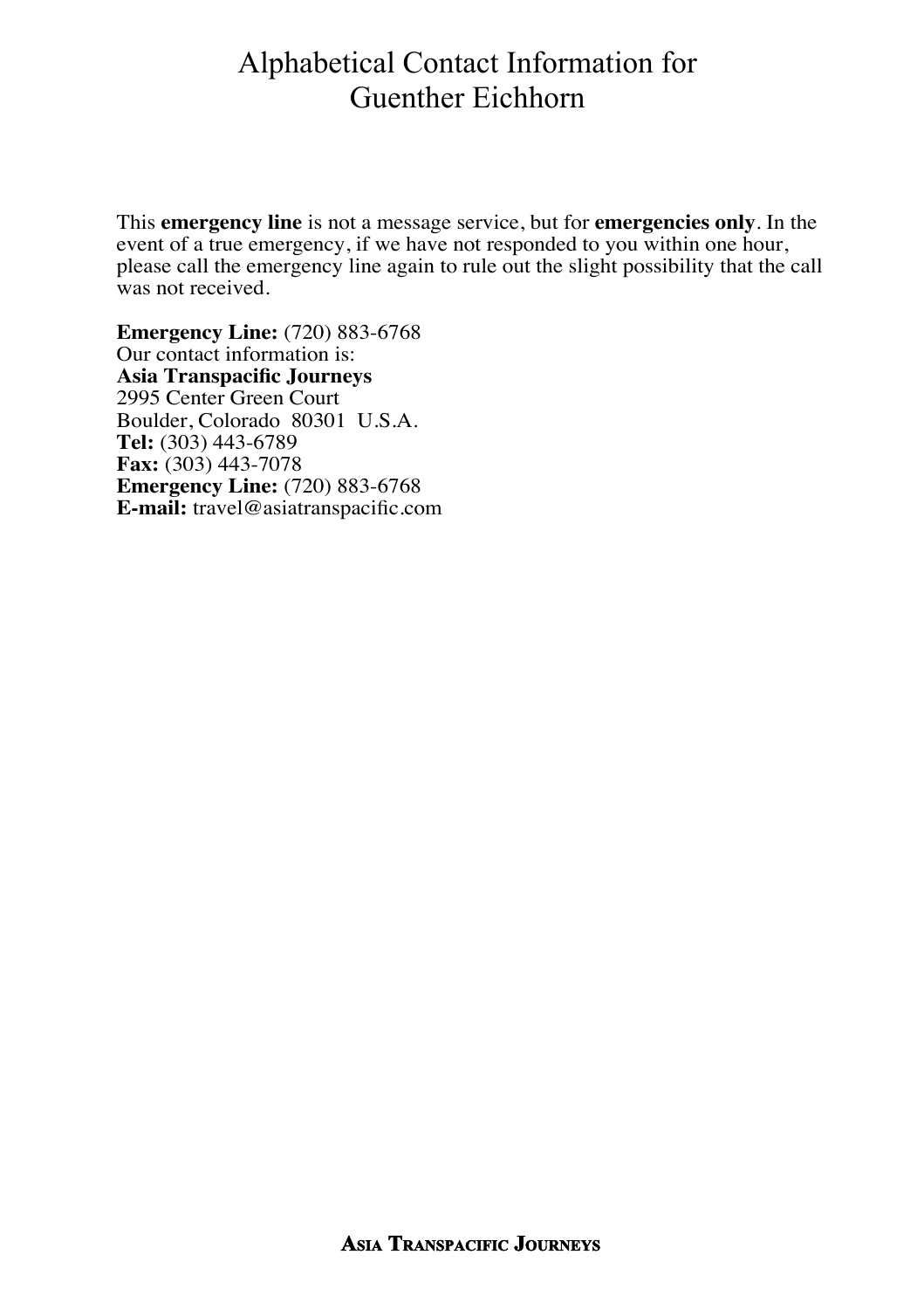# Alphabetical Contact Information for Guenther Eichhorn

This **emergency line** is not a message service, but for **emergencies only**. In the event of a true emergency, if we have not responded to you within one hour, please call the emergency line again to rule out the slight possibility that the call was not received.

**Emergency Line:** (720) 883-6768
Our contact information is:
**Asia Transpacific Journeys**
2995 Center Green Court
Boulder, Colorado 80301 U.S.A.
**Tel:** (303) 443-6789
**Fax:** (303) 443-7078
**Emergency Line:** (720) 883-6768
**E-mail:** travel@asiatranspacific.com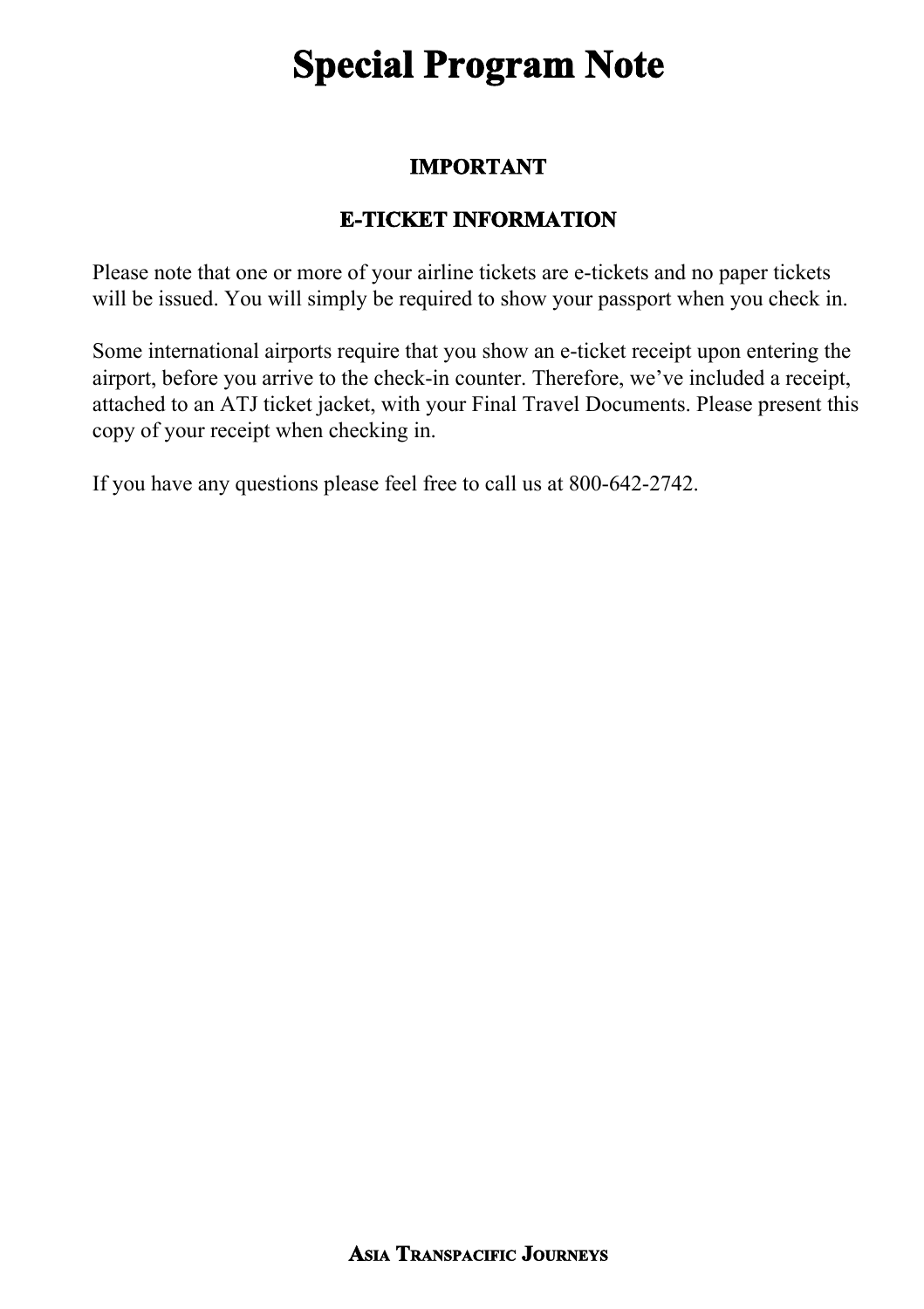# Special Program Note

## IMPORTANT

## E-TICKET INFORMATION

Please note that one or more of your airline tickets are e-tickets and no paper tickets will be issued. You will simply be required to show your passport when you check in.

Some international airports require that you show an e-ticket receipt upon entering the airport, before you arrive to the check-in counter. Therefore, we've included a receipt, attached to an ATJ ticket jacket, with your Final Travel Documents. Please present this copy of your receipt when checking in.

If you have any questions please feel free to call us at 800-642-2742.

**Asia Transpacific Journeys**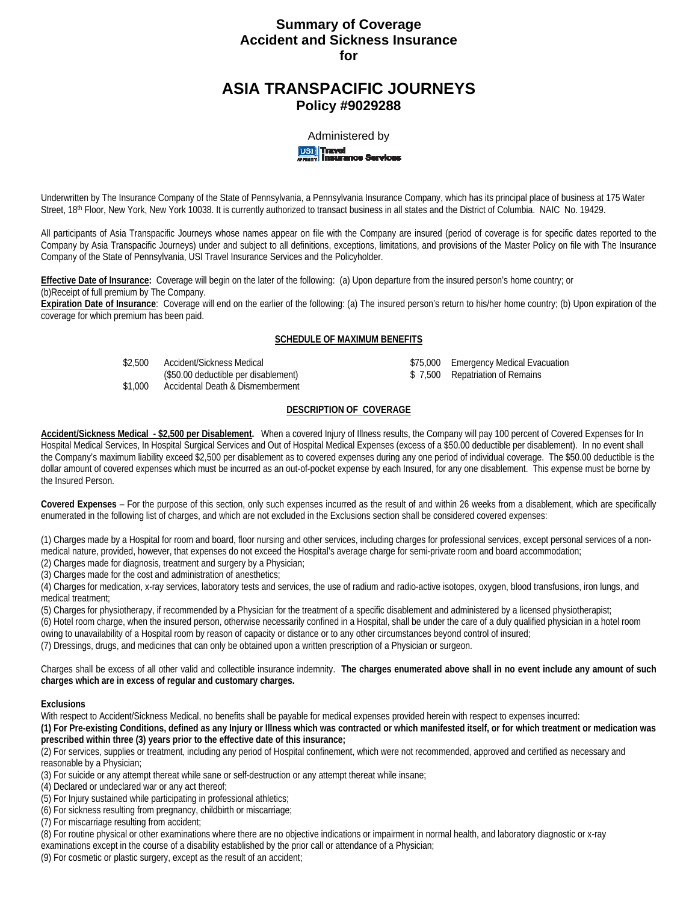# Summary of Coverage
# Accident and Sickness Insurance
# for

# ASIA TRANSPACIFIC JOURNEYS
## Policy #9029288

Administered by

USI Travel Insurance Services

Underwritten by The Insurance Company of the State of Pennsylvania, a Pennsylvania Insurance Company, which has its principal place of business at 175 Water Street, 18th Floor, New York, New York 10038. It is currently authorized to transact business in all states and the District of Columbia. NAIC No. 19429.

All participants of Asia Transpacific Journeys whose names appear on file with the Company are insured (period of coverage is for specific dates reported to the Company by Asia Transpacific Journeys) under and subject to all definitions, exceptions, limitations, and provisions of the Master Policy on file with The Insurance Company of the State of Pennsylvania, USI Travel Insurance Services and the Policyholder.

**Effective Date of Insurance:** Coverage will begin on the later of the following: (a) Upon departure from the insured person's home country; or (b)Receipt of full premium by The Company.

**Expiration Date of Insurance**: Coverage will end on the earlier of the following: (a) The insured person's return to his/her home country; (b) Upon expiration of the coverage for which premium has been paid.

**SCHEDULE OF MAXIMUM BENEFITS**

| | | | |
|---|---|---|---|
| $2,500 | Accident/Sickness Medical ($50.00 deductible per disablement) | $75,000 | Emergency Medical Evacuation |
| $1,000 | Accidental Death & Dismemberment | $ 7,500 | Repatriation of Remains |

**DESCRIPTION OF COVERAGE**

**Accident/Sickness Medical - $2,500 per Disablement.** When a covered Injury of Illness results, the Company will pay 100 percent of Covered Expenses for In Hospital Medical Services, In Hospital Surgical Services and Out of Hospital Medical Expenses (excess of a $50.00 deductible per disablement). In no event shall the Company's maximum liability exceed $2,500 per disablement as to covered expenses during any one period of individual coverage. The $50.00 deductible is the dollar amount of covered expenses which must be incurred as an out-of-pocket expense by each Insured, for any one disablement. This expense must be borne by the Insured Person.

**Covered Expenses** – For the purpose of this section, only such expenses incurred as the result of and within 26 weeks from a disablement, which are specifically enumerated in the following list of charges, and which are not excluded in the Exclusions section shall be considered covered expenses:

(1) Charges made by a Hospital for room and board, floor nursing and other services, including charges for professional services, except personal services of a non-medical nature, provided, however, that expenses do not exceed the Hospital's average charge for semi-private room and board accommodation;
(2) Charges made for diagnosis, treatment and surgery by a Physician;
(3) Charges made for the cost and administration of anesthetics;
(4) Charges for medication, x-ray services, laboratory tests and services, the use of radium and radio-active isotopes, oxygen, blood transfusions, iron lungs, and medical treatment;
(5) Charges for physiotherapy, if recommended by a Physician for the treatment of a specific disablement and administered by a licensed physiotherapist;
(6) Hotel room charge, when the insured person, otherwise necessarily confined in a Hospital, shall be under the care of a duly qualified physician in a hotel room owing to unavailability of a Hospital room by reason of capacity or distance or to any other circumstances beyond control of insured;
(7) Dressings, drugs, and medicines that can only be obtained upon a written prescription of a Physician or surgeon.

Charges shall be excess of all other valid and collectible insurance indemnity. **The charges enumerated above shall in no event include any amount of such charges which are in excess of regular and customary charges.**

**Exclusions**

With respect to Accident/Sickness Medical, no benefits shall be payable for medical expenses provided herein with respect to expenses incurred:

**(1) For Pre-existing Conditions, defined as any Injury or Illness which was contracted or which manifested itself, or for which treatment or medication was prescribed within three (3) years prior to the effective date of this insurance;**
(2) For services, supplies or treatment, including any period of Hospital confinement, which were not recommended, approved and certified as necessary and reasonable by a Physician;
(3) For suicide or any attempt thereat while sane or self-destruction or any attempt thereat while insane;
(4) Declared or undeclared war or any act thereof;
(5) For Injury sustained while participating in professional athletics;
(6) For sickness resulting from pregnancy, childbirth or miscarriage;
(7) For miscarriage resulting from accident;
(8) For routine physical or other examinations where there are no objective indications or impairment in normal health, and laboratory diagnostic or x-ray examinations except in the course of a disability established by the prior call or attendance of a Physician;
(9) For cosmetic or plastic surgery, except as the result of an accident;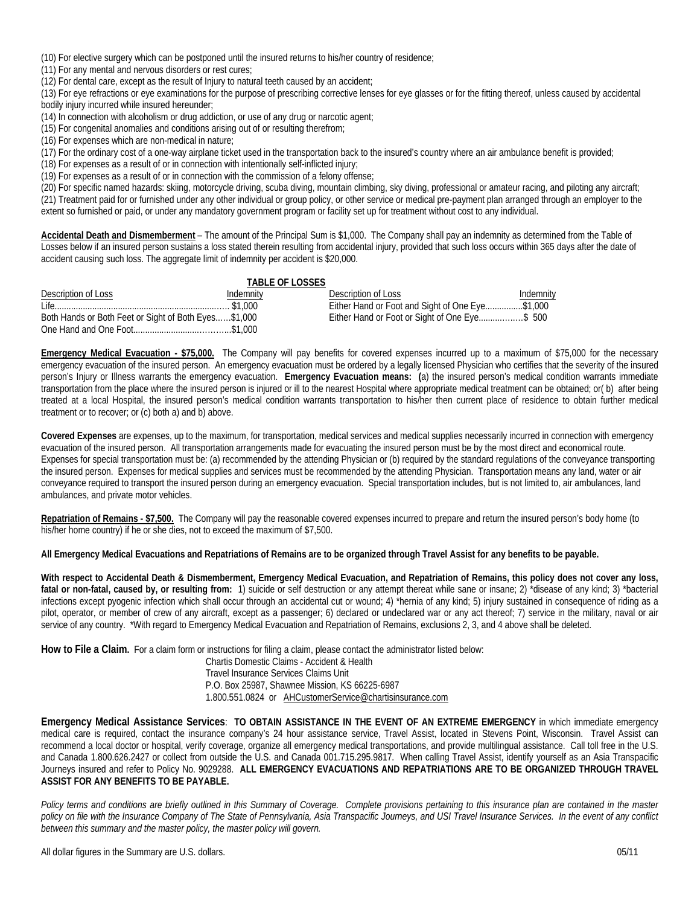(10) For elective surgery which can be postponed until the insured returns to his/her country of residence;

(11) For any mental and nervous disorders or rest cures;

(12) For dental care, except as the result of Injury to natural teeth caused by an accident;

(13) For eye refractions or eye examinations for the purpose of prescribing corrective lenses for eye glasses or for the fitting thereof, unless caused by accidental bodily injury incurred while insured hereunder;

(14) In connection with alcoholism or drug addiction, or use of any drug or narcotic agent;

(15) For congenital anomalies and conditions arising out of or resulting therefrom;

(16) For expenses which are non-medical in nature;

(17) For the ordinary cost of a one-way airplane ticket used in the transportation back to the insured's country where an air ambulance benefit is provided;

(18) For expenses as a result of or in connection with intentionally self-inflicted injury;

(19) For expenses as a result of or in connection with the commission of a felony offense;

(20) For specific named hazards: skiing, motorcycle driving, scuba diving, mountain climbing, sky diving, professional or amateur racing, and piloting any aircraft;

(21) Treatment paid for or furnished under any other individual or group policy, or other service or medical pre-payment plan arranged through an employer to the extent so furnished or paid, or under any mandatory government program or facility set up for treatment without cost to any individual.

**Accidental Death and Dismemberment** – The amount of the Principal Sum is $1,000. The Company shall pay an indemnity as determined from the Table of Losses below if an insured person sustains a loss stated therein resulting from accidental injury, provided that such loss occurs within 365 days after the date of accident causing such loss. The aggregate limit of indemnity per accident is $20,000.

**TABLE OF LOSSES**

| Description of Loss | Indemnity | Description of Loss | Indemnity |
|---|---|---|---|
| Life | $1,000 | Either Hand or Foot and Sight of One Eye | $1,000 |
| Both Hands or Both Feet or Sight of Both Eyes | $1,000 | Either Hand or Foot or Sight of One Eye | $ 500 |
| One Hand and One Foot | $1,000 | | |

**Emergency Medical Evacuation - $75,000.** The Company will pay benefits for covered expenses incurred up to a maximum of $75,000 for the necessary emergency evacuation of the insured person. An emergency evacuation must be ordered by a legally licensed Physician who certifies that the severity of the insured person's Injury or Illness warrants the emergency evacuation. **Emergency Evacuation means: (**a) the insured person's medical condition warrants immediate transportation from the place where the insured person is injured or ill to the nearest Hospital where appropriate medical treatment can be obtained; or( b) after being treated at a local Hospital, the insured person's medical condition warrants transportation to his/her then current place of residence to obtain further medical treatment or to recover; or (c) both a) and b) above.

**Covered Expenses** are expenses, up to the maximum, for transportation, medical services and medical supplies necessarily incurred in connection with emergency evacuation of the insured person. All transportation arrangements made for evacuating the insured person must be by the most direct and economical route. Expenses for special transportation must be: (a) recommended by the attending Physician or (b) required by the standard regulations of the conveyance transporting the insured person. Expenses for medical supplies and services must be recommended by the attending Physician. Transportation means any land, water or air conveyance required to transport the insured person during an emergency evacuation. Special transportation includes, but is not limited to, air ambulances, land ambulances, and private motor vehicles.

**Repatriation of Remains - $7,500.** The Company will pay the reasonable covered expenses incurred to prepare and return the insured person's body home (to his/her home country) if he or she dies, not to exceed the maximum of $7,500.

**All Emergency Medical Evacuations and Repatriations of Remains are to be organized through Travel Assist for any benefits to be payable.**

**With respect to Accidental Death & Dismemberment, Emergency Medical Evacuation, and Repatriation of Remains, this policy does not cover any loss, fatal or non-fatal, caused by, or resulting from:** 1) suicide or self destruction or any attempt thereat while sane or insane; 2) *disease of any kind; 3) *bacterial infections except pyogenic infection which shall occur through an accidental cut or wound; 4) *hernia of any kind; 5) injury sustained in consequence of riding as a pilot, operator, or member of crew of any aircraft, except as a passenger; 6) declared or undeclared war or any act thereof; 7) service in the military, naval or air service of any country. *With regard to Emergency Medical Evacuation and Repatriation of Remains, exclusions 2, 3, and 4 above shall be deleted.

**How to File a Claim.** For a claim form or instructions for filing a claim, please contact the administrator listed below:

Chartis Domestic Claims - Accident & Health
Travel Insurance Services Claims Unit
P.O. Box 25987, Shawnee Mission, KS 66225-6987
1.800.551.0824 or AHCustomerService@chartisinsurance.com

**Emergency Medical Assistance Services**: **TO OBTAIN ASSISTANCE IN THE EVENT OF AN EXTREME EMERGENCY** in which immediate emergency medical care is required, contact the insurance company's 24 hour assistance service, Travel Assist, located in Stevens Point, Wisconsin. Travel Assist can recommend a local doctor or hospital, verify coverage, organize all emergency medical transportations, and provide multilingual assistance. Call toll free in the U.S. and Canada 1.800.626.2427 or collect from outside the U.S. and Canada 001.715.295.9817. When calling Travel Assist, identify yourself as an Asia Transpacific Journeys insured and refer to Policy No. 9029288. **ALL EMERGENCY EVACUATIONS AND REPATRIATIONS ARE TO BE ORGANIZED THROUGH TRAVEL ASSIST FOR ANY BENEFITS TO BE PAYABLE.**

*Policy terms and conditions are briefly outlined in this Summary of Coverage. Complete provisions pertaining to this insurance plan are contained in the master policy on file with the Insurance Company of The State of Pennsylvania, Asia Transpacific Journeys, and USI Travel Insurance Services. In the event of any conflict between this summary and the master policy, the master policy will govern.*

All dollar figures in the Summary are U.S. dollars. 05/11